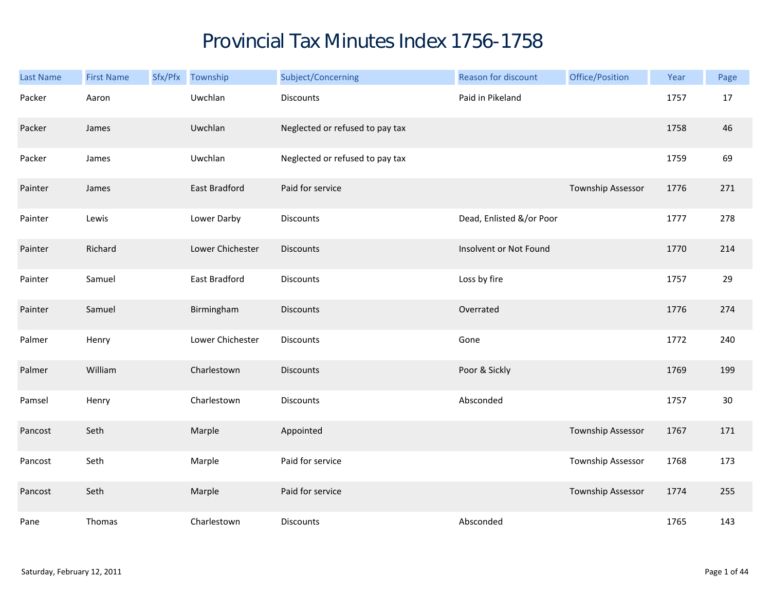# Provincial Tax Minutes Index 1756-1758

| Last Name | First Name | Sfx/Pfx | Township | Subject/Concerning | Reason for discount | Office/Position | Year | Page |
|---|---|---|---|---|---|---|---|---|
| Packer | Aaron | | Uwchlan | Discounts | Paid in Pikeland | | 1757 | 17 |
| Packer | James | | Uwchlan | Neglected or refused to pay tax | | | 1758 | 46 |
| Packer | James | | Uwchlan | Neglected or refused to pay tax | | | 1759 | 69 |
| Painter | James | | East Bradford | Paid for service | | Township Assessor | 1776 | 271 |
| Painter | Lewis | | Lower Darby | Discounts | Dead, Enlisted &/or Poor | | 1777 | 278 |
| Painter | Richard | | Lower Chichester | Discounts | Insolvent or Not Found | | 1770 | 214 |
| Painter | Samuel | | East Bradford | Discounts | Loss by fire | | 1757 | 29 |
| Painter | Samuel | | Birmingham | Discounts | Overrated | | 1776 | 274 |
| Palmer | Henry | | Lower Chichester | Discounts | Gone | | 1772 | 240 |
| Palmer | William | | Charlestown | Discounts | Poor & Sickly | | 1769 | 199 |
| Pamsel | Henry | | Charlestown | Discounts | Absconded | | 1757 | 30 |
| Pancost | Seth | | Marple | Appointed | | Township Assessor | 1767 | 171 |
| Pancost | Seth | | Marple | Paid for service | | Township Assessor | 1768 | 173 |
| Pancost | Seth | | Marple | Paid for service | | Township Assessor | 1774 | 255 |
| Pane | Thomas | | Charlestown | Discounts | Absconded | | 1765 | 143 |

Saturday, February 12, 2011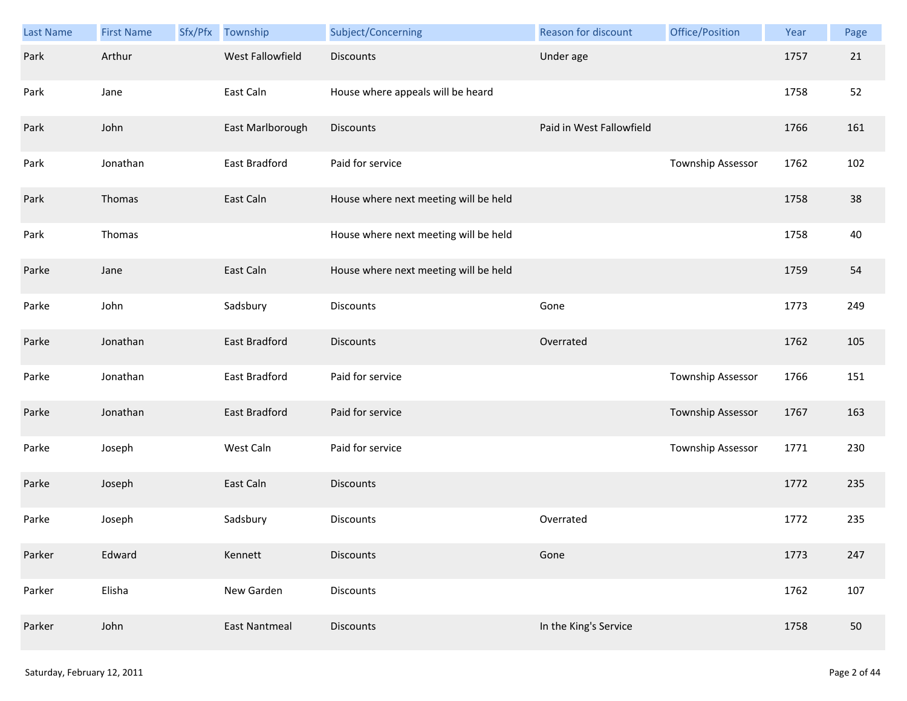| Last Name | First Name | Sfx/Pfx | Township | Subject/Concerning | Reason for discount | Office/Position | Year | Page |
|---|---|---|---|---|---|---|---|---|
| Park | Arthur | | West Fallowfield | Discounts | Under age | | 1757 | 21 |
| Park | Jane | | East Caln | House where appeals will be heard | | | 1758 | 52 |
| Park | John | | East Marlborough | Discounts | Paid in West Fallowfield | | 1766 | 161 |
| Park | Jonathan | | East Bradford | Paid for service | | Township Assessor | 1762 | 102 |
| Park | Thomas | | East Caln | House where next meeting will be held | | | 1758 | 38 |
| Park | Thomas | | | House where next meeting will be held | | | 1758 | 40 |
| Parke | Jane | | East Caln | House where next meeting will be held | | | 1759 | 54 |
| Parke | John | | Sadsbury | Discounts | Gone | | 1773 | 249 |
| Parke | Jonathan | | East Bradford | Discounts | Overrated | | 1762 | 105 |
| Parke | Jonathan | | East Bradford | Paid for service | | Township Assessor | 1766 | 151 |
| Parke | Jonathan | | East Bradford | Paid for service | | Township Assessor | 1767 | 163 |
| Parke | Joseph | | West Caln | Paid for service | | Township Assessor | 1771 | 230 |
| Parke | Joseph | | East Caln | Discounts | | | 1772 | 235 |
| Parke | Joseph | | Sadsbury | Discounts | Overrated | | 1772 | 235 |
| Parker | Edward | | Kennett | Discounts | Gone | | 1773 | 247 |
| Parker | Elisha | | New Garden | Discounts | | | 1762 | 107 |
| Parker | John | | East Nantmeal | Discounts | In the King's Service | | 1758 | 50 |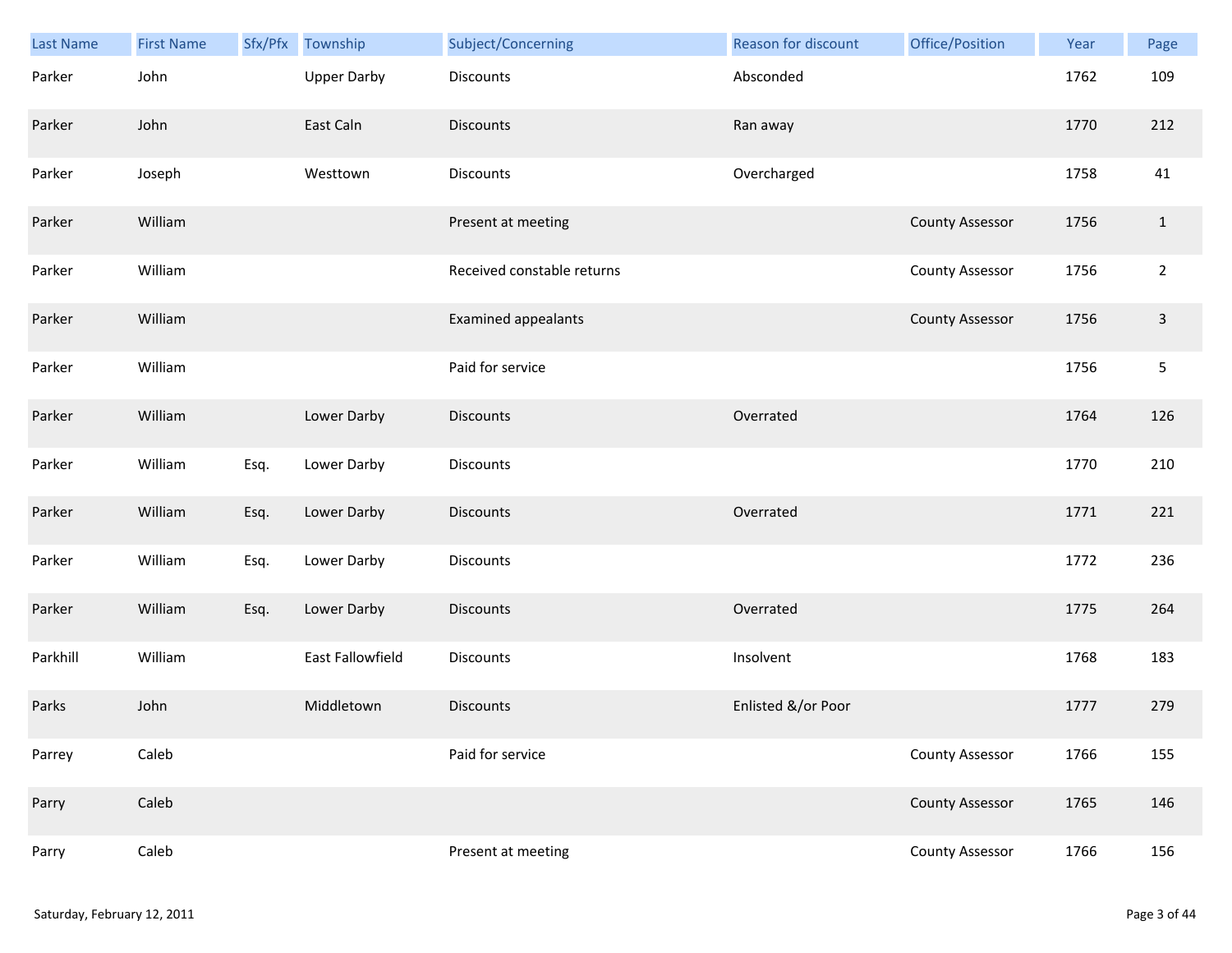| Last Name | First Name | Sfx/Pfx | Township | Subject/Concerning | Reason for discount | Office/Position | Year | Page |
|---|---|---|---|---|---|---|---|---|
| Parker | John | | Upper Darby | Discounts | Absconded | | 1762 | 109 |
| Parker | John | | East Caln | Discounts | Ran away | | 1770 | 212 |
| Parker | Joseph | | Westtown | Discounts | Overcharged | | 1758 | 41 |
| Parker | William | | | Present at meeting | | County Assessor | 1756 | 1 |
| Parker | William | | | Received constable returns | | County Assessor | 1756 | 2 |
| Parker | William | | | Examined appealants | | County Assessor | 1756 | 3 |
| Parker | William | | | Paid for service | | | 1756 | 5 |
| Parker | William | | Lower Darby | Discounts | Overrated | | 1764 | 126 |
| Parker | William | Esq. | Lower Darby | Discounts | | | 1770 | 210 |
| Parker | William | Esq. | Lower Darby | Discounts | Overrated | | 1771 | 221 |
| Parker | William | Esq. | Lower Darby | Discounts | | | 1772 | 236 |
| Parker | William | Esq. | Lower Darby | Discounts | Overrated | | 1775 | 264 |
| Parkhill | William | | East Fallowfield | Discounts | Insolvent | | 1768 | 183 |
| Parks | John | | Middletown | Discounts | Enlisted &/or Poor | | 1777 | 279 |
| Parrey | Caleb | | | Paid for service | | County Assessor | 1766 | 155 |
| Parry | Caleb | | | | | County Assessor | 1765 | 146 |
| Parry | Caleb | | | Present at meeting | | County Assessor | 1766 | 156 |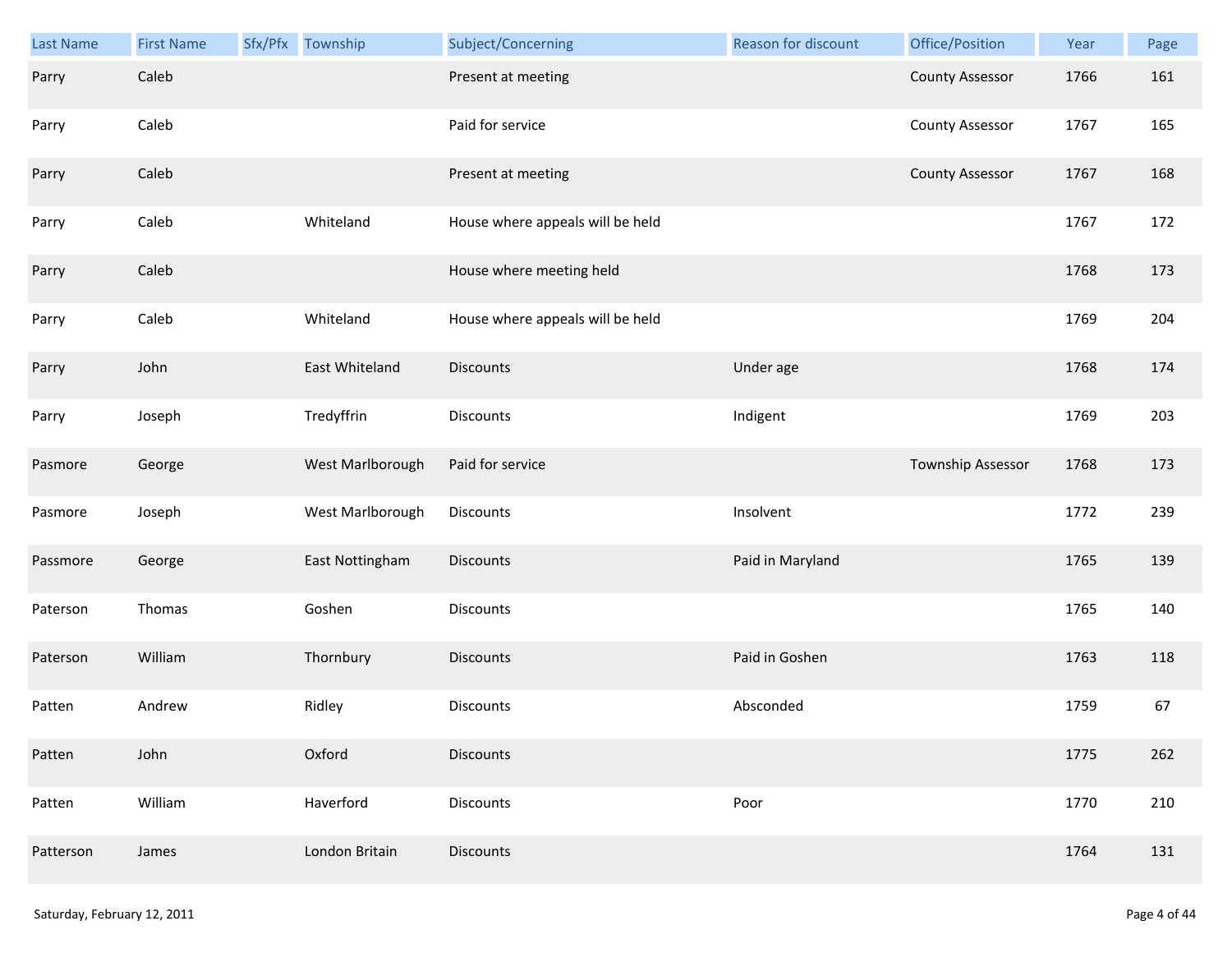| Last Name | First Name | Sfx/Pfx | Township | Subject/Concerning | Reason for discount | Office/Position | Year | Page |
|---|---|---|---|---|---|---|---|---|
| Parry | Caleb | | | Present at meeting | | County Assessor | 1766 | 161 |
| Parry | Caleb | | | Paid for service | | County Assessor | 1767 | 165 |
| Parry | Caleb | | | Present at meeting | | County Assessor | 1767 | 168 |
| Parry | Caleb | | Whiteland | House where appeals will be held | | | 1767 | 172 |
| Parry | Caleb | | | House where meeting held | | | 1768 | 173 |
| Parry | Caleb | | Whiteland | House where appeals will be held | | | 1769 | 204 |
| Parry | John | | East Whiteland | Discounts | Under age | | 1768 | 174 |
| Parry | Joseph | | Tredyffrin | Discounts | Indigent | | 1769 | 203 |
| Pasmore | George | | West Marlborough | Paid for service | | Township Assessor | 1768 | 173 |
| Pasmore | Joseph | | West Marlborough | Discounts | Insolvent | | 1772 | 239 |
| Passmore | George | | East Nottingham | Discounts | Paid in Maryland | | 1765 | 139 |
| Paterson | Thomas | | Goshen | Discounts | | | 1765 | 140 |
| Paterson | William | | Thornbury | Discounts | Paid in Goshen | | 1763 | 118 |
| Patten | Andrew | | Ridley | Discounts | Absconded | | 1759 | 67 |
| Patten | John | | Oxford | Discounts | | | 1775 | 262 |
| Patten | William | | Haverford | Discounts | Poor | | 1770 | 210 |
| Patterson | James | | London Britain | Discounts | | | 1764 | 131 |

Saturday, February 12, 2011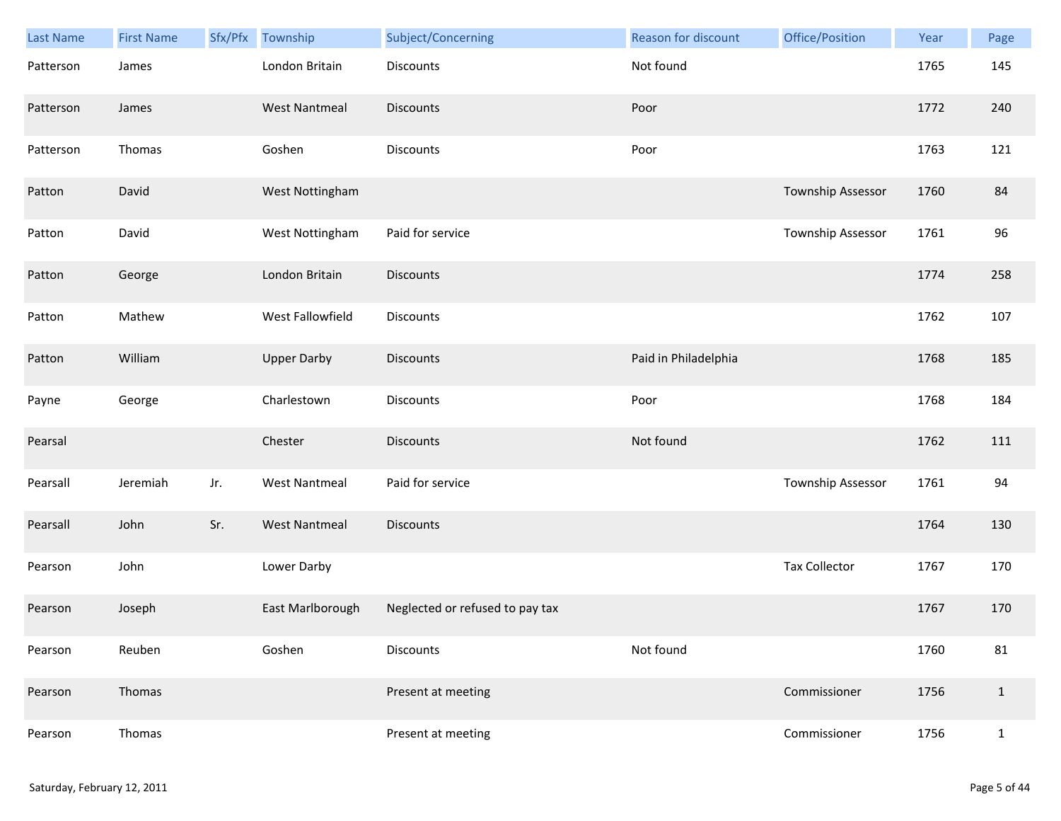| Last Name | First Name | Sfx/Pfx | Township | Subject/Concerning | Reason for discount | Office/Position | Year | Page |
|---|---|---|---|---|---|---|---|---|
| Patterson | James | | London Britain | Discounts | Not found | | 1765 | 145 |
| Patterson | James | | West Nantmeal | Discounts | Poor | | 1772 | 240 |
| Patterson | Thomas | | Goshen | Discounts | Poor | | 1763 | 121 |
| Patton | David | | West Nottingham | | | Township Assessor | 1760 | 84 |
| Patton | David | | West Nottingham | Paid for service | | Township Assessor | 1761 | 96 |
| Patton | George | | London Britain | Discounts | | | 1774 | 258 |
| Patton | Mathew | | West Fallowfield | Discounts | | | 1762 | 107 |
| Patton | William | | Upper Darby | Discounts | Paid in Philadelphia | | 1768 | 185 |
| Payne | George | | Charlestown | Discounts | Poor | | 1768 | 184 |
| Pearsal | | | Chester | Discounts | Not found | | 1762 | 111 |
| Pearsall | Jeremiah | Jr. | West Nantmeal | Paid for service | | Township Assessor | 1761 | 94 |
| Pearsall | John | Sr. | West Nantmeal | Discounts | | | 1764 | 130 |
| Pearson | John | | Lower Darby | | | Tax Collector | 1767 | 170 |
| Pearson | Joseph | | East Marlborough | Neglected or refused to pay tax | | | 1767 | 170 |
| Pearson | Reuben | | Goshen | Discounts | Not found | | 1760 | 81 |
| Pearson | Thomas | | | Present at meeting | | Commissioner | 1756 | 1 |
| Pearson | Thomas | | | Present at meeting | | Commissioner | 1756 | 1 |

Saturday, February 12, 2011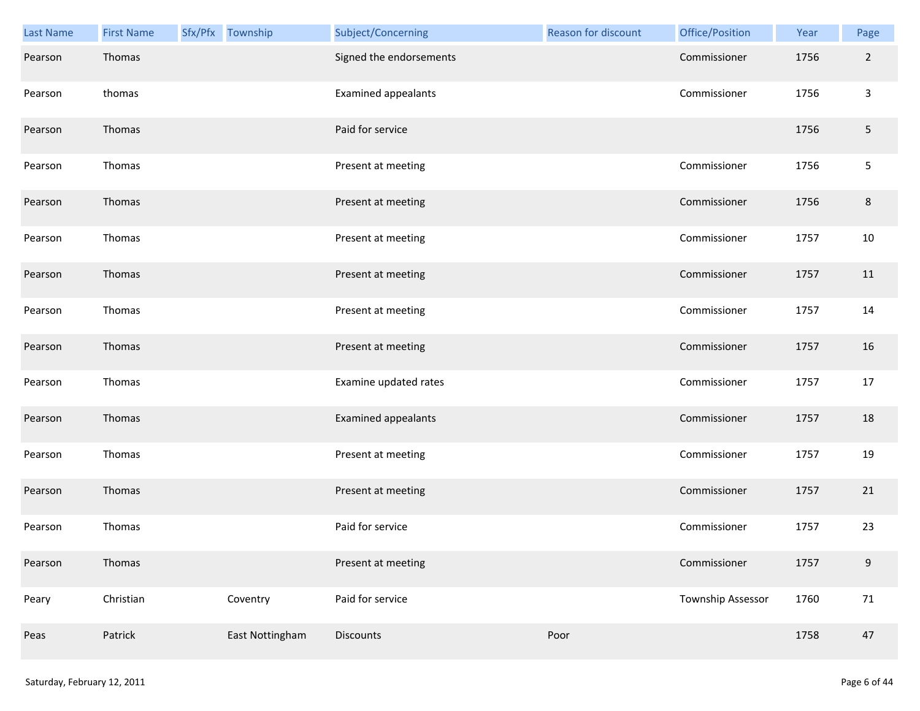| Last Name | First Name | Sfx/Pfx | Township | Subject/Concerning | Reason for discount | Office/Position | Year | Page |
|---|---|---|---|---|---|---|---|---|
| Pearson | Thomas | | | Signed the endorsements | | Commissioner | 1756 | 2 |
| Pearson | thomas | | | Examined appealants | | Commissioner | 1756 | 3 |
| Pearson | Thomas | | | Paid for service | | | 1756 | 5 |
| Pearson | Thomas | | | Present at meeting | | Commissioner | 1756 | 5 |
| Pearson | Thomas | | | Present at meeting | | Commissioner | 1756 | 8 |
| Pearson | Thomas | | | Present at meeting | | Commissioner | 1757 | 10 |
| Pearson | Thomas | | | Present at meeting | | Commissioner | 1757 | 11 |
| Pearson | Thomas | | | Present at meeting | | Commissioner | 1757 | 14 |
| Pearson | Thomas | | | Present at meeting | | Commissioner | 1757 | 16 |
| Pearson | Thomas | | | Examine updated rates | | Commissioner | 1757 | 17 |
| Pearson | Thomas | | | Examined appealants | | Commissioner | 1757 | 18 |
| Pearson | Thomas | | | Present at meeting | | Commissioner | 1757 | 19 |
| Pearson | Thomas | | | Present at meeting | | Commissioner | 1757 | 21 |
| Pearson | Thomas | | | Paid for service | | Commissioner | 1757 | 23 |
| Pearson | Thomas | | | Present at meeting | | Commissioner | 1757 | 9 |
| Peary | Christian | | Coventry | Paid for service | | Township Assessor | 1760 | 71 |
| Peas | Patrick | | East Nottingham | Discounts | Poor | | 1758 | 47 |

Saturday, February 12, 2011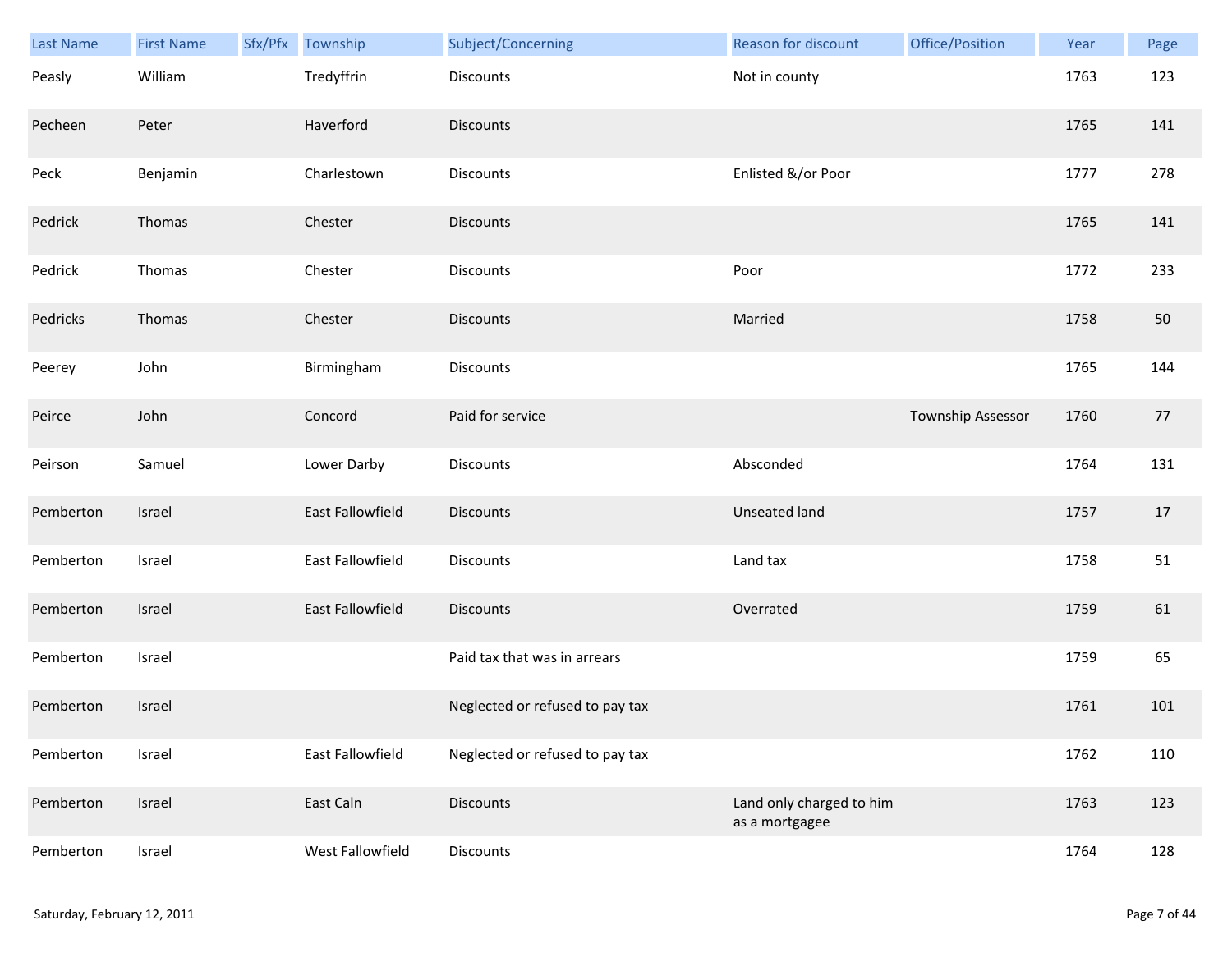| Last Name | First Name | Sfx/Pfx | Township | Subject/Concerning | Reason for discount | Office/Position | Year | Page |
|---|---|---|---|---|---|---|---|---|
| Peasly | William | | Tredyffrin | Discounts | Not in county | | 1763 | 123 |
| Pecheen | Peter | | Haverford | Discounts | | | 1765 | 141 |
| Peck | Benjamin | | Charlestown | Discounts | Enlisted &/or Poor | | 1777 | 278 |
| Pedrick | Thomas | | Chester | Discounts | | | 1765 | 141 |
| Pedrick | Thomas | | Chester | Discounts | Poor | | 1772 | 233 |
| Pedricks | Thomas | | Chester | Discounts | Married | | 1758 | 50 |
| Peerey | John | | Birmingham | Discounts | | | 1765 | 144 |
| Peirce | John | | Concord | Paid for service | | Township Assessor | 1760 | 77 |
| Peirson | Samuel | | Lower Darby | Discounts | Absconded | | 1764 | 131 |
| Pemberton | Israel | | East Fallowfield | Discounts | Unseated land | | 1757 | 17 |
| Pemberton | Israel | | East Fallowfield | Discounts | Land tax | | 1758 | 51 |
| Pemberton | Israel | | East Fallowfield | Discounts | Overrated | | 1759 | 61 |
| Pemberton | Israel | | | Paid tax that was in arrears | | | 1759 | 65 |
| Pemberton | Israel | | | Neglected or refused to pay tax | | | 1761 | 101 |
| Pemberton | Israel | | East Fallowfield | Neglected or refused to pay tax | | | 1762 | 110 |
| Pemberton | Israel | | East Caln | Discounts | Land only charged to him as a mortgagee | | 1763 | 123 |
| Pemberton | Israel | | West Fallowfield | Discounts | | | 1764 | 128 |

Saturday, February 12, 2011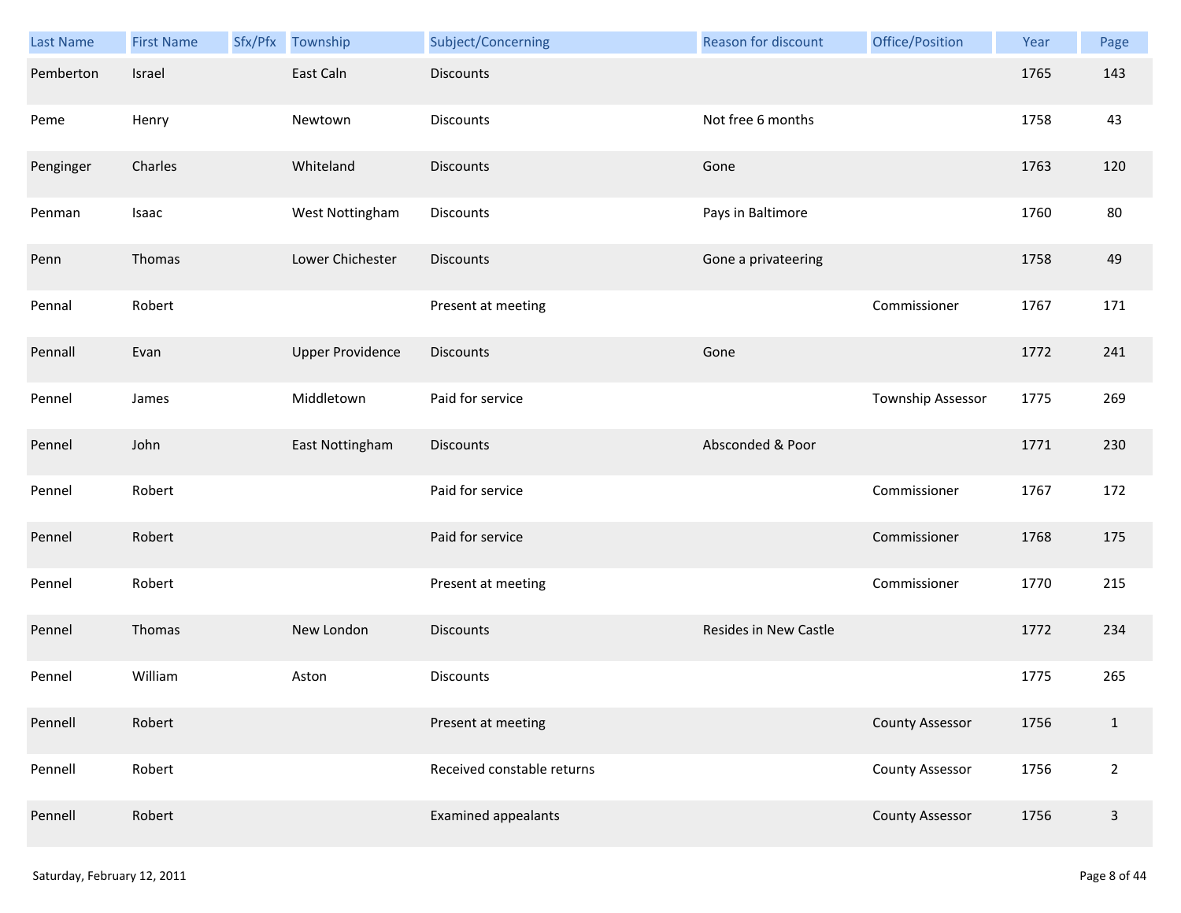| Last Name | First Name | Sfx/Pfx | Township | Subject/Concerning | Reason for discount | Office/Position | Year | Page |
|---|---|---|---|---|---|---|---|---|
| Pemberton | Israel | | East Caln | Discounts | | | 1765 | 143 |
| Peme | Henry | | Newtown | Discounts | Not free 6 months | | 1758 | 43 |
| Penginger | Charles | | Whiteland | Discounts | Gone | | 1763 | 120 |
| Penman | Isaac | | West Nottingham | Discounts | Pays in Baltimore | | 1760 | 80 |
| Penn | Thomas | | Lower Chichester | Discounts | Gone a privateering | | 1758 | 49 |
| Pennal | Robert | | | Present at meeting | | Commissioner | 1767 | 171 |
| Pennall | Evan | | Upper Providence | Discounts | Gone | | 1772 | 241 |
| Pennel | James | | Middletown | Paid for service | | Township Assessor | 1775 | 269 |
| Pennel | John | | East Nottingham | Discounts | Absconded & Poor | | 1771 | 230 |
| Pennel | Robert | | | Paid for service | | Commissioner | 1767 | 172 |
| Pennel | Robert | | | Paid for service | | Commissioner | 1768 | 175 |
| Pennel | Robert | | | Present at meeting | | Commissioner | 1770 | 215 |
| Pennel | Thomas | | New London | Discounts | Resides in New Castle | | 1772 | 234 |
| Pennel | William | | Aston | Discounts | | | 1775 | 265 |
| Pennell | Robert | | | Present at meeting | | County Assessor | 1756 | 1 |
| Pennell | Robert | | | Received constable returns | | County Assessor | 1756 | 2 |
| Pennell | Robert | | | Examined appealants | | County Assessor | 1756 | 3 |

Saturday, February 12, 2011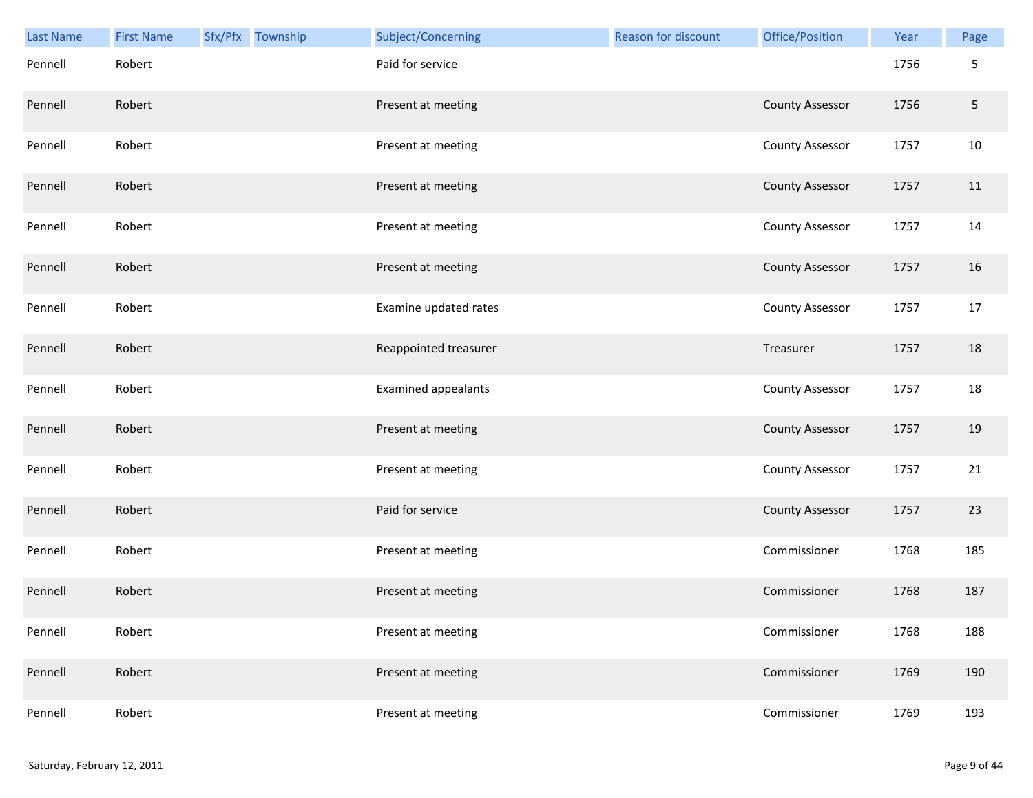| Last Name | First Name | Sfx/Pfx | Township | Subject/Concerning | Reason for discount | Office/Position | Year | Page |
|---|---|---|---|---|---|---|---|---|
| Pennell | Robert | | | Paid for service | | | 1756 | 5 |
| Pennell | Robert | | | Present at meeting | | County Assessor | 1756 | 5 |
| Pennell | Robert | | | Present at meeting | | County Assessor | 1757 | 10 |
| Pennell | Robert | | | Present at meeting | | County Assessor | 1757 | 11 |
| Pennell | Robert | | | Present at meeting | | County Assessor | 1757 | 14 |
| Pennell | Robert | | | Present at meeting | | County Assessor | 1757 | 16 |
| Pennell | Robert | | | Examine updated rates | | County Assessor | 1757 | 17 |
| Pennell | Robert | | | Reappointed treasurer | | Treasurer | 1757 | 18 |
| Pennell | Robert | | | Examined appealants | | County Assessor | 1757 | 18 |
| Pennell | Robert | | | Present at meeting | | County Assessor | 1757 | 19 |
| Pennell | Robert | | | Present at meeting | | County Assessor | 1757 | 21 |
| Pennell | Robert | | | Paid for service | | County Assessor | 1757 | 23 |
| Pennell | Robert | | | Present at meeting | | Commissioner | 1768 | 185 |
| Pennell | Robert | | | Present at meeting | | Commissioner | 1768 | 187 |
| Pennell | Robert | | | Present at meeting | | Commissioner | 1768 | 188 |
| Pennell | Robert | | | Present at meeting | | Commissioner | 1769 | 190 |
| Pennell | Robert | | | Present at meeting | | Commissioner | 1769 | 193 |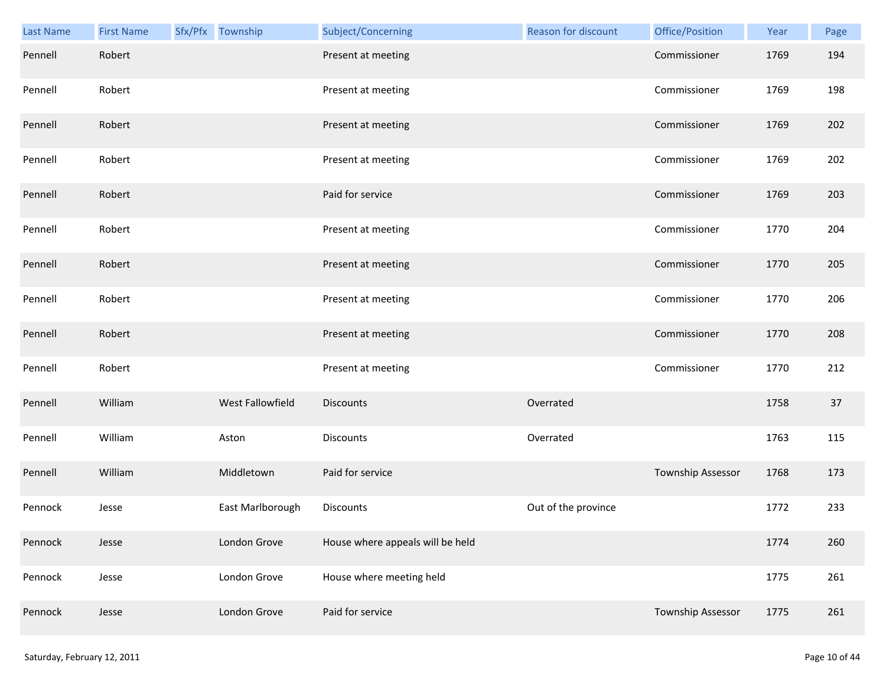| Last Name | First Name | Sfx/Pfx | Township | Subject/Concerning | Reason for discount | Office/Position | Year | Page |
|---|---|---|---|---|---|---|---|---|
| Pennell | Robert | | | Present at meeting | | Commissioner | 1769 | 194 |
| Pennell | Robert | | | Present at meeting | | Commissioner | 1769 | 198 |
| Pennell | Robert | | | Present at meeting | | Commissioner | 1769 | 202 |
| Pennell | Robert | | | Present at meeting | | Commissioner | 1769 | 202 |
| Pennell | Robert | | | Paid for service | | Commissioner | 1769 | 203 |
| Pennell | Robert | | | Present at meeting | | Commissioner | 1770 | 204 |
| Pennell | Robert | | | Present at meeting | | Commissioner | 1770 | 205 |
| Pennell | Robert | | | Present at meeting | | Commissioner | 1770 | 206 |
| Pennell | Robert | | | Present at meeting | | Commissioner | 1770 | 208 |
| Pennell | Robert | | | Present at meeting | | Commissioner | 1770 | 212 |
| Pennell | William | | West Fallowfield | Discounts | Overrated | | 1758 | 37 |
| Pennell | William | | Aston | Discounts | Overrated | | 1763 | 115 |
| Pennell | William | | Middletown | Paid for service | | Township Assessor | 1768 | 173 |
| Pennock | Jesse | | East Marlborough | Discounts | Out of the province | | 1772 | 233 |
| Pennock | Jesse | | London Grove | House where appeals will be held | | | 1774 | 260 |
| Pennock | Jesse | | London Grove | House where meeting held | | | 1775 | 261 |
| Pennock | Jesse | | London Grove | Paid for service | | Township Assessor | 1775 | 261 |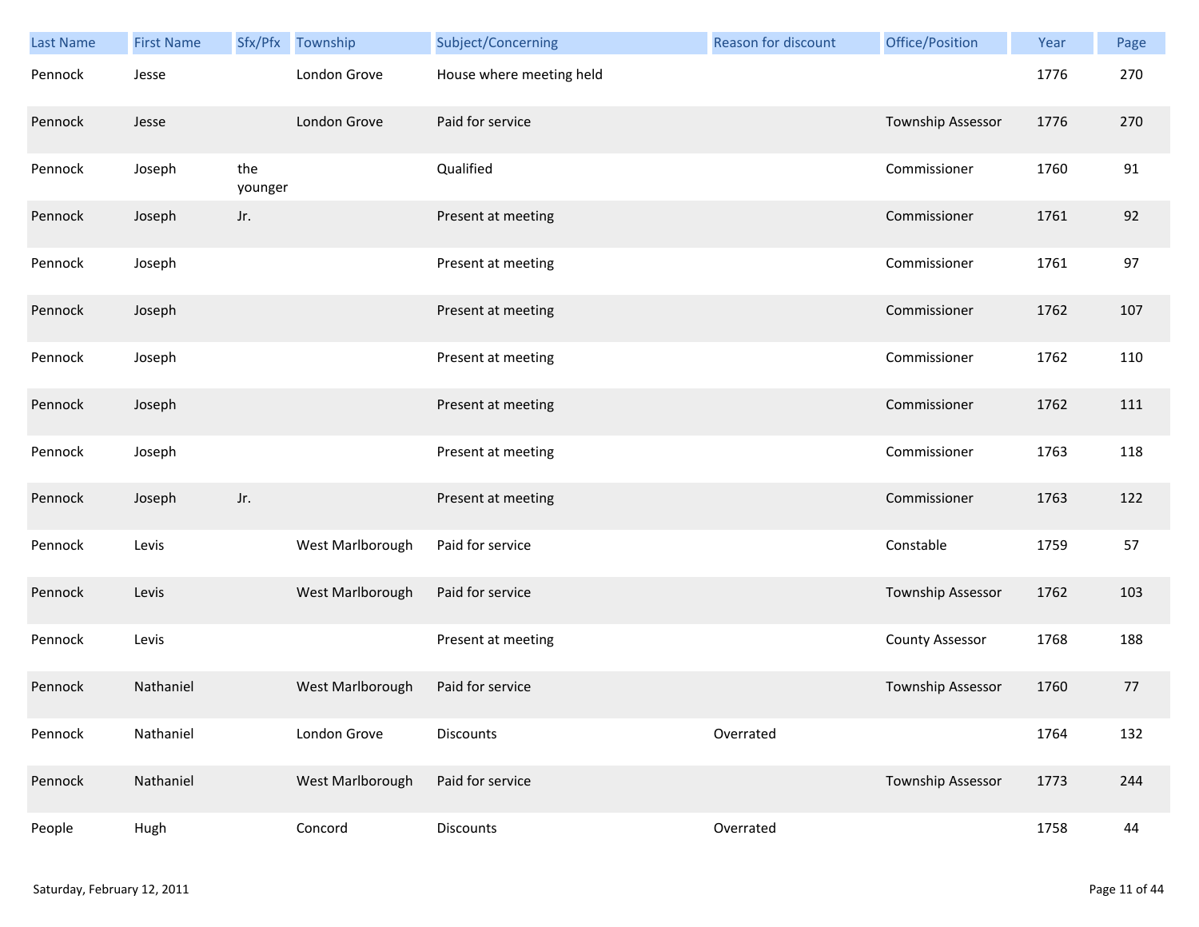| Last Name | First Name | Sfx/Pfx | Township | Subject/Concerning | Reason for discount | Office/Position | Year | Page |
|---|---|---|---|---|---|---|---|---|
| Pennock | Jesse | | London Grove | House where meeting held | | | 1776 | 270 |
| Pennock | Jesse | | London Grove | Paid for service | | Township Assessor | 1776 | 270 |
| Pennock | Joseph | the younger | | Qualified | | Commissioner | 1760 | 91 |
| Pennock | Joseph | Jr. | | Present at meeting | | Commissioner | 1761 | 92 |
| Pennock | Joseph | | | Present at meeting | | Commissioner | 1761 | 97 |
| Pennock | Joseph | | | Present at meeting | | Commissioner | 1762 | 107 |
| Pennock | Joseph | | | Present at meeting | | Commissioner | 1762 | 110 |
| Pennock | Joseph | | | Present at meeting | | Commissioner | 1762 | 111 |
| Pennock | Joseph | | | Present at meeting | | Commissioner | 1763 | 118 |
| Pennock | Joseph | Jr. | | Present at meeting | | Commissioner | 1763 | 122 |
| Pennock | Levis | | West Marlborough | Paid for service | | Constable | 1759 | 57 |
| Pennock | Levis | | West Marlborough | Paid for service | | Township Assessor | 1762 | 103 |
| Pennock | Levis | | | Present at meeting | | County Assessor | 1768 | 188 |
| Pennock | Nathaniel | | West Marlborough | Paid for service | | Township Assessor | 1760 | 77 |
| Pennock | Nathaniel | | London Grove | Discounts | Overrated | | 1764 | 132 |
| Pennock | Nathaniel | | West Marlborough | Paid for service | | Township Assessor | 1773 | 244 |
| People | Hugh | | Concord | Discounts | Overrated | | 1758 | 44 |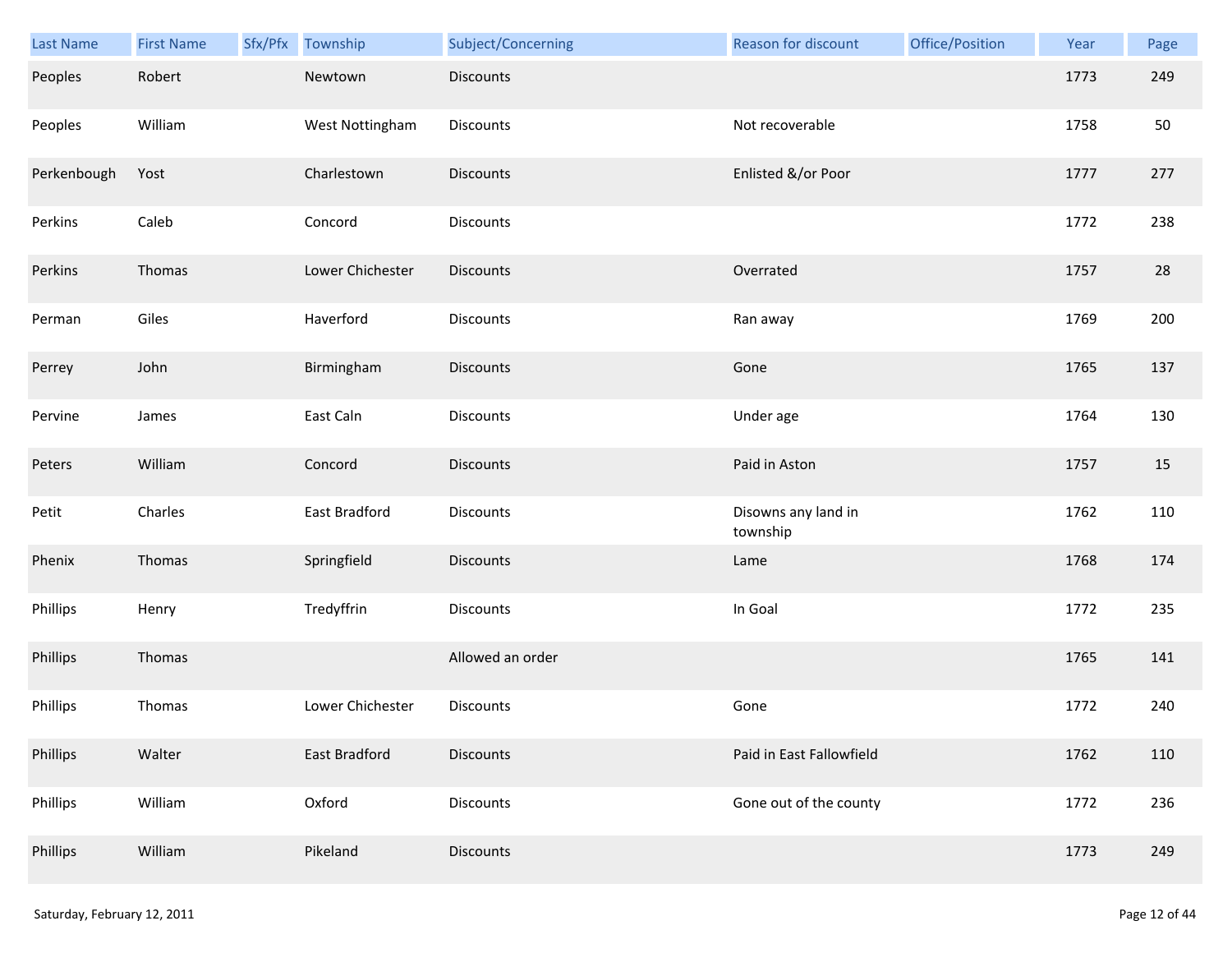| Last Name | First Name | Sfx/Pfx | Township | Subject/Concerning | Reason for discount | Office/Position | Year | Page |
|---|---|---|---|---|---|---|---|---|
| Peoples | Robert | | Newtown | Discounts | | | 1773 | 249 |
| Peoples | William | | West Nottingham | Discounts | Not recoverable | | 1758 | 50 |
| Perkenbough | Yost | | Charlestown | Discounts | Enlisted &/or Poor | | 1777 | 277 |
| Perkins | Caleb | | Concord | Discounts | | | 1772 | 238 |
| Perkins | Thomas | | Lower Chichester | Discounts | Overrated | | 1757 | 28 |
| Perman | Giles | | Haverford | Discounts | Ran away | | 1769 | 200 |
| Perrey | John | | Birmingham | Discounts | Gone | | 1765 | 137 |
| Pervine | James | | East Caln | Discounts | Under age | | 1764 | 130 |
| Peters | William | | Concord | Discounts | Paid in Aston | | 1757 | 15 |
| Petit | Charles | | East Bradford | Discounts | Disowns any land in township | | 1762 | 110 |
| Phenix | Thomas | | Springfield | Discounts | Lame | | 1768 | 174 |
| Phillips | Henry | | Tredyffrin | Discounts | In Goal | | 1772 | 235 |
| Phillips | Thomas | | | Allowed an order | | | 1765 | 141 |
| Phillips | Thomas | | Lower Chichester | Discounts | Gone | | 1772 | 240 |
| Phillips | Walter | | East Bradford | Discounts | Paid in East Fallowfield | | 1762 | 110 |
| Phillips | William | | Oxford | Discounts | Gone out of the county | | 1772 | 236 |
| Phillips | William | | Pikeland | Discounts | | | 1773 | 249 |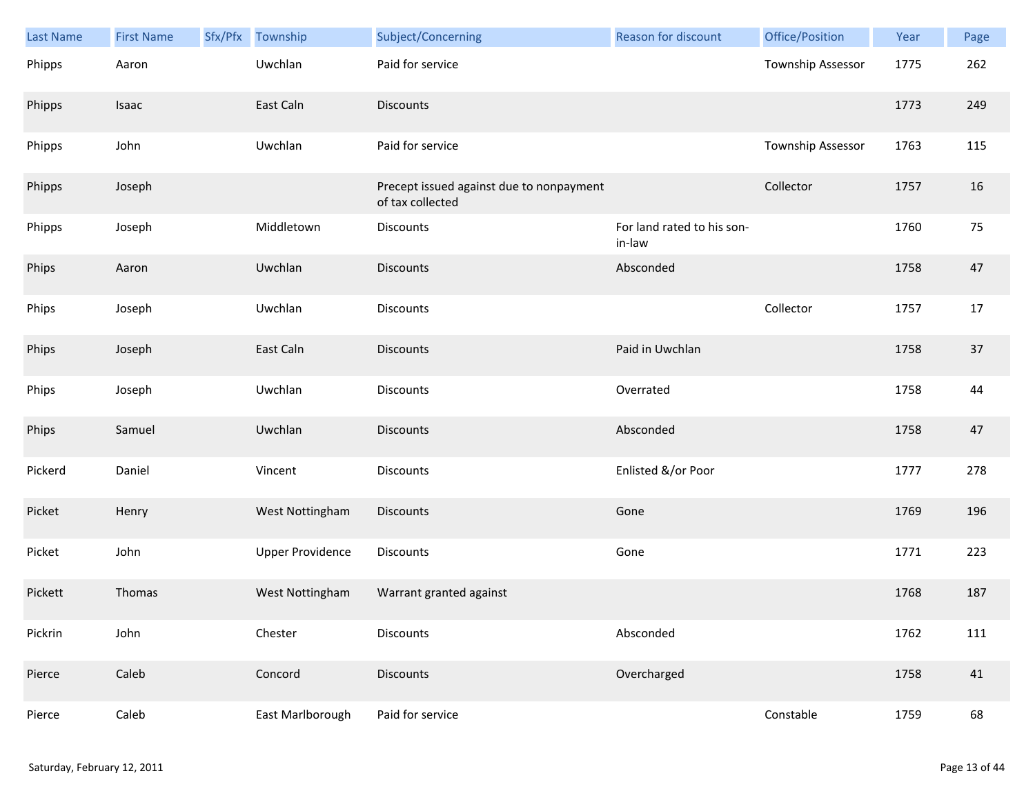| Last Name | First Name | Sfx/Pfx | Township | Subject/Concerning | Reason for discount | Office/Position | Year | Page |
|---|---|---|---|---|---|---|---|---|
| Phipps | Aaron | | Uwchlan | Paid for service | | Township Assessor | 1775 | 262 |
| Phipps | Isaac | | East Caln | Discounts | | | 1773 | 249 |
| Phipps | John | | Uwchlan | Paid for service | | Township Assessor | 1763 | 115 |
| Phipps | Joseph | | | Precept issued against due to nonpayment of tax collected | | Collector | 1757 | 16 |
| Phipps | Joseph | | Middletown | Discounts | For land rated to his son-in-law | | 1760 | 75 |
| Phips | Aaron | | Uwchlan | Discounts | Absconded | | 1758 | 47 |
| Phips | Joseph | | Uwchlan | Discounts | | Collector | 1757 | 17 |
| Phips | Joseph | | East Caln | Discounts | Paid in Uwchlan | | 1758 | 37 |
| Phips | Joseph | | Uwchlan | Discounts | Overrated | | 1758 | 44 |
| Phips | Samuel | | Uwchlan | Discounts | Absconded | | 1758 | 47 |
| Pickerd | Daniel | | Vincent | Discounts | Enlisted &/or Poor | | 1777 | 278 |
| Picket | Henry | | West Nottingham | Discounts | Gone | | 1769 | 196 |
| Picket | John | | Upper Providence | Discounts | Gone | | 1771 | 223 |
| Pickett | Thomas | | West Nottingham | Warrant granted against | | | 1768 | 187 |
| Pickrin | John | | Chester | Discounts | Absconded | | 1762 | 111 |
| Pierce | Caleb | | Concord | Discounts | Overcharged | | 1758 | 41 |
| Pierce | Caleb | | East Marlborough | Paid for service | | Constable | 1759 | 68 |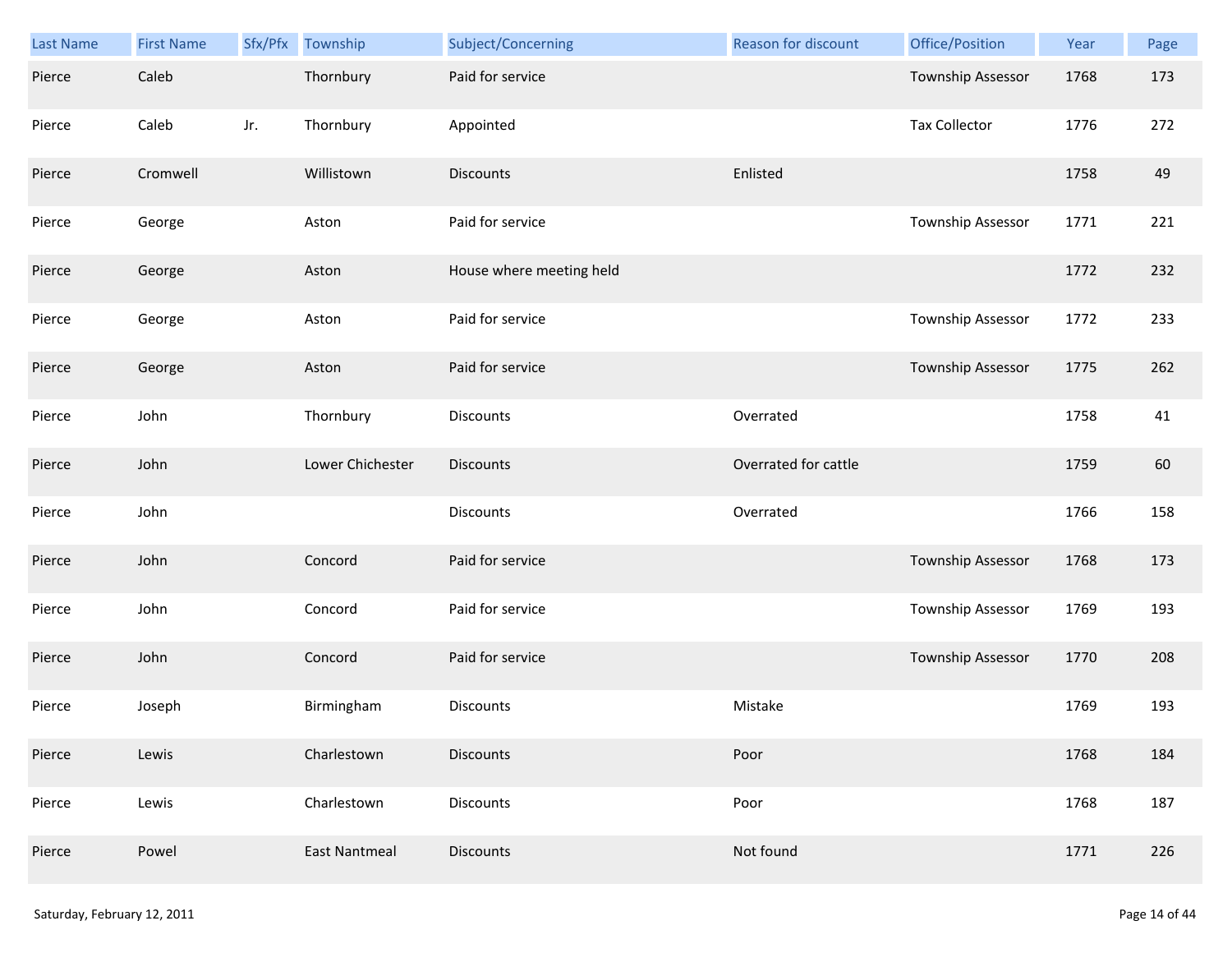| Last Name | First Name | Sfx/Pfx | Township | Subject/Concerning | Reason for discount | Office/Position | Year | Page |
|---|---|---|---|---|---|---|---|---|
| Pierce | Caleb | | Thornbury | Paid for service | | Township Assessor | 1768 | 173 |
| Pierce | Caleb | Jr. | Thornbury | Appointed | | Tax Collector | 1776 | 272 |
| Pierce | Cromwell | | Willistown | Discounts | Enlisted | | 1758 | 49 |
| Pierce | George | | Aston | Paid for service | | Township Assessor | 1771 | 221 |
| Pierce | George | | Aston | House where meeting held | | | 1772 | 232 |
| Pierce | George | | Aston | Paid for service | | Township Assessor | 1772 | 233 |
| Pierce | George | | Aston | Paid for service | | Township Assessor | 1775 | 262 |
| Pierce | John | | Thornbury | Discounts | Overrated | | 1758 | 41 |
| Pierce | John | | Lower Chichester | Discounts | Overrated for cattle | | 1759 | 60 |
| Pierce | John | | | Discounts | Overrated | | 1766 | 158 |
| Pierce | John | | Concord | Paid for service | | Township Assessor | 1768 | 173 |
| Pierce | John | | Concord | Paid for service | | Township Assessor | 1769 | 193 |
| Pierce | John | | Concord | Paid for service | | Township Assessor | 1770 | 208 |
| Pierce | Joseph | | Birmingham | Discounts | Mistake | | 1769 | 193 |
| Pierce | Lewis | | Charlestown | Discounts | Poor | | 1768 | 184 |
| Pierce | Lewis | | Charlestown | Discounts | Poor | | 1768 | 187 |
| Pierce | Powel | | East Nantmeal | Discounts | Not found | | 1771 | 226 |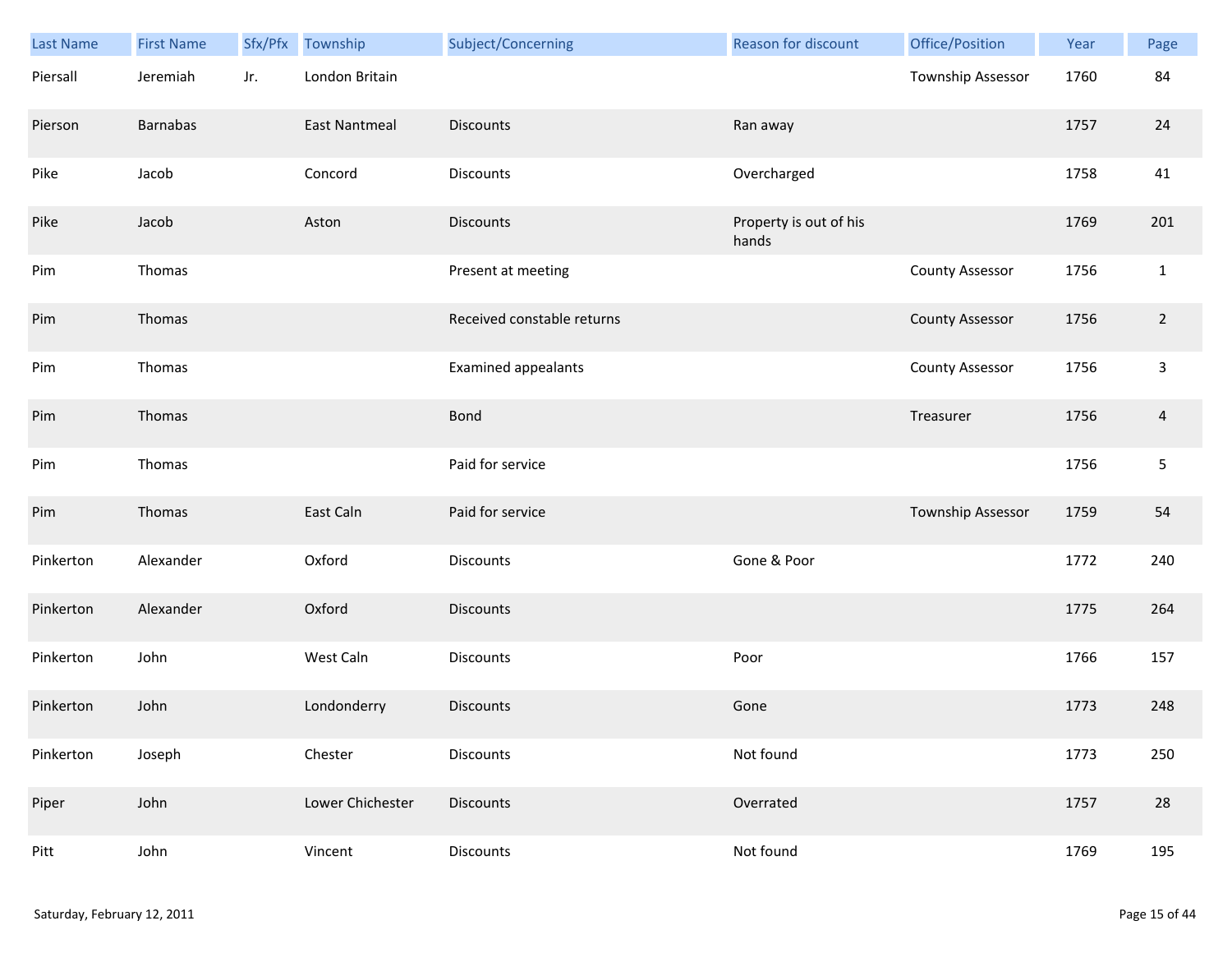| Last Name | First Name | Sfx/Pfx | Township | Subject/Concerning | Reason for discount | Office/Position | Year | Page |
|---|---|---|---|---|---|---|---|---|
| Piersall | Jeremiah | Jr. | London Britain | | | Township Assessor | 1760 | 84 |
| Pierson | Barnabas | | East Nantmeal | Discounts | Ran away | | 1757 | 24 |
| Pike | Jacob | | Concord | Discounts | Overcharged | | 1758 | 41 |
| Pike | Jacob | | Aston | Discounts | Property is out of his hands | | 1769 | 201 |
| Pim | Thomas | | | Present at meeting | | County Assessor | 1756 | 1 |
| Pim | Thomas | | | Received constable returns | | County Assessor | 1756 | 2 |
| Pim | Thomas | | | Examined appealants | | County Assessor | 1756 | 3 |
| Pim | Thomas | | | Bond | | Treasurer | 1756 | 4 |
| Pim | Thomas | | | Paid for service | | | 1756 | 5 |
| Pim | Thomas | | East Caln | Paid for service | | Township Assessor | 1759 | 54 |
| Pinkerton | Alexander | | Oxford | Discounts | Gone & Poor | | 1772 | 240 |
| Pinkerton | Alexander | | Oxford | Discounts | | | 1775 | 264 |
| Pinkerton | John | | West Caln | Discounts | Poor | | 1766 | 157 |
| Pinkerton | John | | Londonderry | Discounts | Gone | | 1773 | 248 |
| Pinkerton | Joseph | | Chester | Discounts | Not found | | 1773 | 250 |
| Piper | John | | Lower Chichester | Discounts | Overrated | | 1757 | 28 |
| Pitt | John | | Vincent | Discounts | Not found | | 1769 | 195 |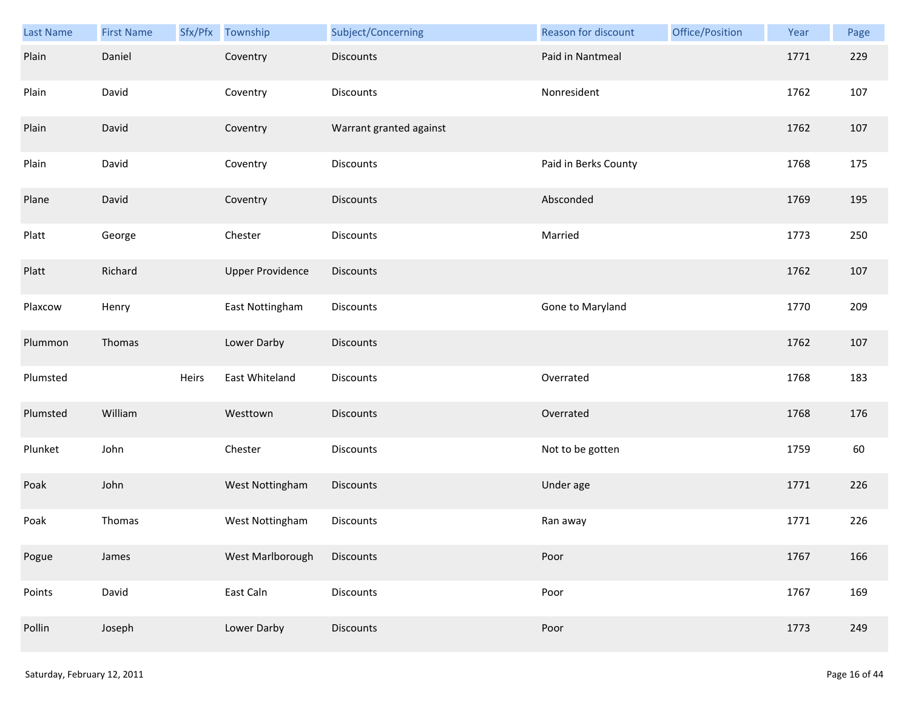| Last Name | First Name | Sfx/Pfx | Township | Subject/Concerning | Reason for discount | Office/Position | Year | Page |
|---|---|---|---|---|---|---|---|---|
| Plain | Daniel | | Coventry | Discounts | Paid in Nantmeal | | 1771 | 229 |
| Plain | David | | Coventry | Discounts | Nonresident | | 1762 | 107 |
| Plain | David | | Coventry | Warrant granted against | | | 1762 | 107 |
| Plain | David | | Coventry | Discounts | Paid in Berks County | | 1768 | 175 |
| Plane | David | | Coventry | Discounts | Absconded | | 1769 | 195 |
| Platt | George | | Chester | Discounts | Married | | 1773 | 250 |
| Platt | Richard | | Upper Providence | Discounts | | | 1762 | 107 |
| Plaxcow | Henry | | East Nottingham | Discounts | Gone to Maryland | | 1770 | 209 |
| Plummon | Thomas | | Lower Darby | Discounts | | | 1762 | 107 |
| Plumsted | | Heirs | East Whiteland | Discounts | Overrated | | 1768 | 183 |
| Plumsted | William | | Westtown | Discounts | Overrated | | 1768 | 176 |
| Plunket | John | | Chester | Discounts | Not to be gotten | | 1759 | 60 |
| Poak | John | | West Nottingham | Discounts | Under age | | 1771 | 226 |
| Poak | Thomas | | West Nottingham | Discounts | Ran away | | 1771 | 226 |
| Pogue | James | | West Marlborough | Discounts | Poor | | 1767 | 166 |
| Points | David | | East Caln | Discounts | Poor | | 1767 | 169 |
| Pollin | Joseph | | Lower Darby | Discounts | Poor | | 1773 | 249 |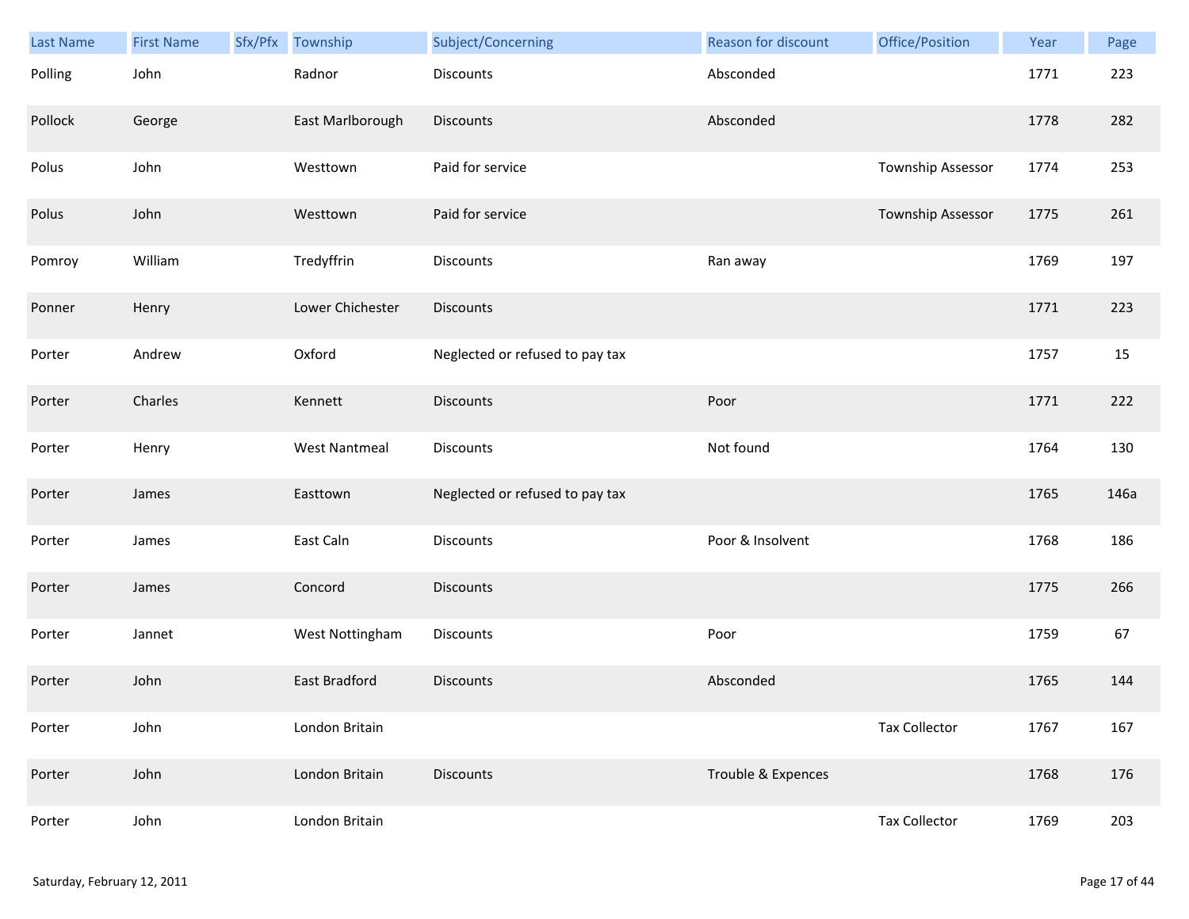| Last Name | First Name | Sfx/Pfx | Township | Subject/Concerning | Reason for discount | Office/Position | Year | Page |
|---|---|---|---|---|---|---|---|---|
| Polling | John | | Radnor | Discounts | Absconded | | 1771 | 223 |
| Pollock | George | | East Marlborough | Discounts | Absconded | | 1778 | 282 |
| Polus | John | | Westtown | Paid for service | | Township Assessor | 1774 | 253 |
| Polus | John | | Westtown | Paid for service | | Township Assessor | 1775 | 261 |
| Pomroy | William | | Tredyffrin | Discounts | Ran away | | 1769 | 197 |
| Ponner | Henry | | Lower Chichester | Discounts | | | 1771 | 223 |
| Porter | Andrew | | Oxford | Neglected or refused to pay tax | | | 1757 | 15 |
| Porter | Charles | | Kennett | Discounts | Poor | | 1771 | 222 |
| Porter | Henry | | West Nantmeal | Discounts | Not found | | 1764 | 130 |
| Porter | James | | Easttown | Neglected or refused to pay tax | | | 1765 | 146a |
| Porter | James | | East Caln | Discounts | Poor & Insolvent | | 1768 | 186 |
| Porter | James | | Concord | Discounts | | | 1775 | 266 |
| Porter | Jannet | | West Nottingham | Discounts | Poor | | 1759 | 67 |
| Porter | John | | East Bradford | Discounts | Absconded | | 1765 | 144 |
| Porter | John | | London Britain | | | Tax Collector | 1767 | 167 |
| Porter | John | | London Britain | Discounts | Trouble & Expences | | 1768 | 176 |
| Porter | John | | London Britain | | | Tax Collector | 1769 | 203 |

Saturday, February 12, 2011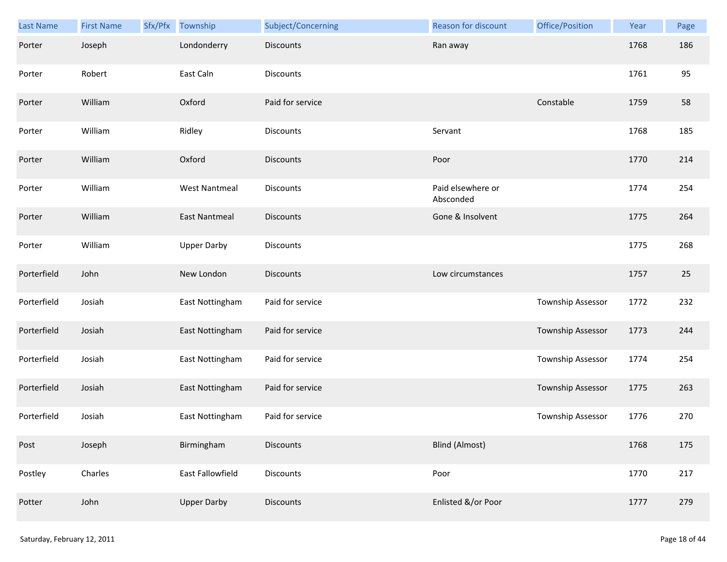| Last Name | First Name | Sfx/Pfx | Township | Subject/Concerning | Reason for discount | Office/Position | Year | Page |
| --- | --- | --- | --- | --- | --- | --- | --- | --- |
| Porter | Joseph | | Londonderry | Discounts | Ran away | | 1768 | 186 |
| Porter | Robert | | East Caln | Discounts | | | 1761 | 95 |
| Porter | William | | Oxford | Paid for service | | Constable | 1759 | 58 |
| Porter | William | | Ridley | Discounts | Servant | | 1768 | 185 |
| Porter | William | | Oxford | Discounts | Poor | | 1770 | 214 |
| Porter | William | | West Nantmeal | Discounts | Paid elsewhere or Absconded | | 1774 | 254 |
| Porter | William | | East Nantmeal | Discounts | Gone & Insolvent | | 1775 | 264 |
| Porter | William | | Upper Darby | Discounts | | | 1775 | 268 |
| Porterfield | John | | New London | Discounts | Low circumstances | | 1757 | 25 |
| Porterfield | Josiah | | East Nottingham | Paid for service | | Township Assessor | 1772 | 232 |
| Porterfield | Josiah | | East Nottingham | Paid for service | | Township Assessor | 1773 | 244 |
| Porterfield | Josiah | | East Nottingham | Paid for service | | Township Assessor | 1774 | 254 |
| Porterfield | Josiah | | East Nottingham | Paid for service | | Township Assessor | 1775 | 263 |
| Porterfield | Josiah | | East Nottingham | Paid for service | | Township Assessor | 1776 | 270 |
| Post | Joseph | | Birmingham | Discounts | Blind (Almost) | | 1768 | 175 |
| Postley | Charles | | East Fallowfield | Discounts | Poor | | 1770 | 217 |
| Potter | John | | Upper Darby | Discounts | Enlisted &/or Poor | | 1777 | 279 |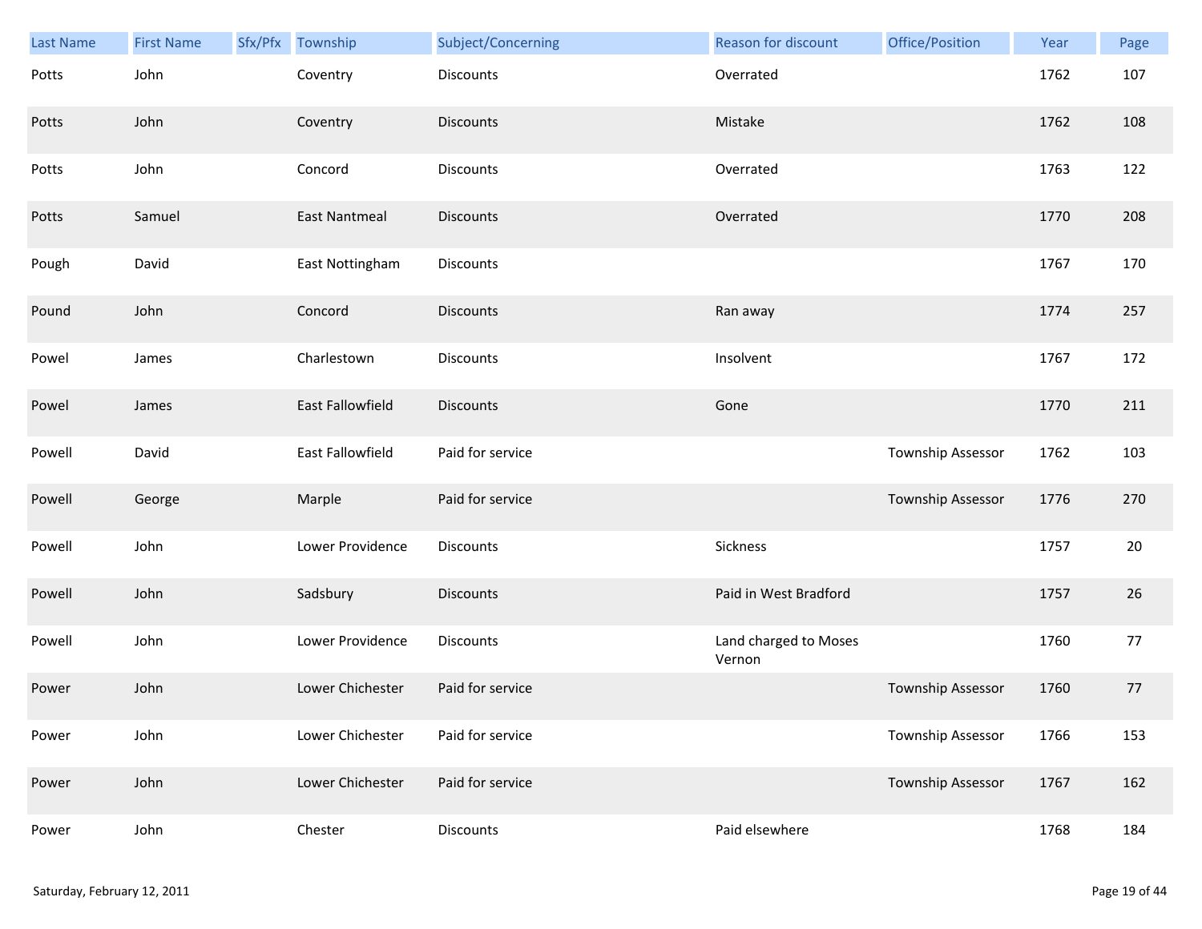| Last Name | First Name | Sfx/Pfx | Township | Subject/Concerning | Reason for discount | Office/Position | Year | Page |
| --- | --- | --- | --- | --- | --- | --- | --- | --- |
| Potts | John | | Coventry | Discounts | Overrated | | 1762 | 107 |
| Potts | John | | Coventry | Discounts | Mistake | | 1762 | 108 |
| Potts | John | | Concord | Discounts | Overrated | | 1763 | 122 |
| Potts | Samuel | | East Nantmeal | Discounts | Overrated | | 1770 | 208 |
| Pough | David | | East Nottingham | Discounts | | | 1767 | 170 |
| Pound | John | | Concord | Discounts | Ran away | | 1774 | 257 |
| Powel | James | | Charlestown | Discounts | Insolvent | | 1767 | 172 |
| Powel | James | | East Fallowfield | Discounts | Gone | | 1770 | 211 |
| Powell | David | | East Fallowfield | Paid for service | | Township Assessor | 1762 | 103 |
| Powell | George | | Marple | Paid for service | | Township Assessor | 1776 | 270 |
| Powell | John | | Lower Providence | Discounts | Sickness | | 1757 | 20 |
| Powell | John | | Sadsbury | Discounts | Paid in West Bradford | | 1757 | 26 |
| Powell | John | | Lower Providence | Discounts | Land charged to Moses Vernon | | 1760 | 77 |
| Power | John | | Lower Chichester | Paid for service | | Township Assessor | 1760 | 77 |
| Power | John | | Lower Chichester | Paid for service | | Township Assessor | 1766 | 153 |
| Power | John | | Lower Chichester | Paid for service | | Township Assessor | 1767 | 162 |
| Power | John | | Chester | Discounts | Paid elsewhere | | 1768 | 184 |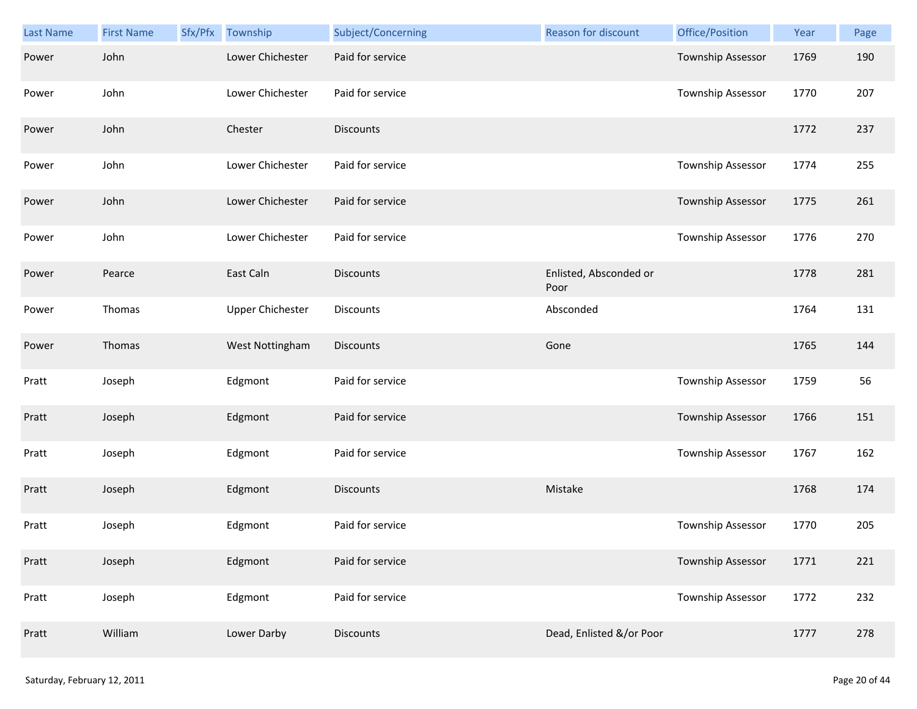| Last Name | First Name | Sfx/Pfx | Township | Subject/Concerning | Reason for discount | Office/Position | Year | Page |
|---|---|---|---|---|---|---|---|---|
| Power | John | | Lower Chichester | Paid for service | | Township Assessor | 1769 | 190 |
| Power | John | | Lower Chichester | Paid for service | | Township Assessor | 1770 | 207 |
| Power | John | | Chester | Discounts | | | 1772 | 237 |
| Power | John | | Lower Chichester | Paid for service | | Township Assessor | 1774 | 255 |
| Power | John | | Lower Chichester | Paid for service | | Township Assessor | 1775 | 261 |
| Power | John | | Lower Chichester | Paid for service | | Township Assessor | 1776 | 270 |
| Power | Pearce | | East Caln | Discounts | Enlisted, Absconded or Poor | | 1778 | 281 |
| Power | Thomas | | Upper Chichester | Discounts | Absconded | | 1764 | 131 |
| Power | Thomas | | West Nottingham | Discounts | Gone | | 1765 | 144 |
| Pratt | Joseph | | Edgmont | Paid for service | | Township Assessor | 1759 | 56 |
| Pratt | Joseph | | Edgmont | Paid for service | | Township Assessor | 1766 | 151 |
| Pratt | Joseph | | Edgmont | Paid for service | | Township Assessor | 1767 | 162 |
| Pratt | Joseph | | Edgmont | Discounts | Mistake | | 1768 | 174 |
| Pratt | Joseph | | Edgmont | Paid for service | | Township Assessor | 1770 | 205 |
| Pratt | Joseph | | Edgmont | Paid for service | | Township Assessor | 1771 | 221 |
| Pratt | Joseph | | Edgmont | Paid for service | | Township Assessor | 1772 | 232 |
| Pratt | William | | Lower Darby | Discounts | Dead, Enlisted &/or Poor | | 1777 | 278 |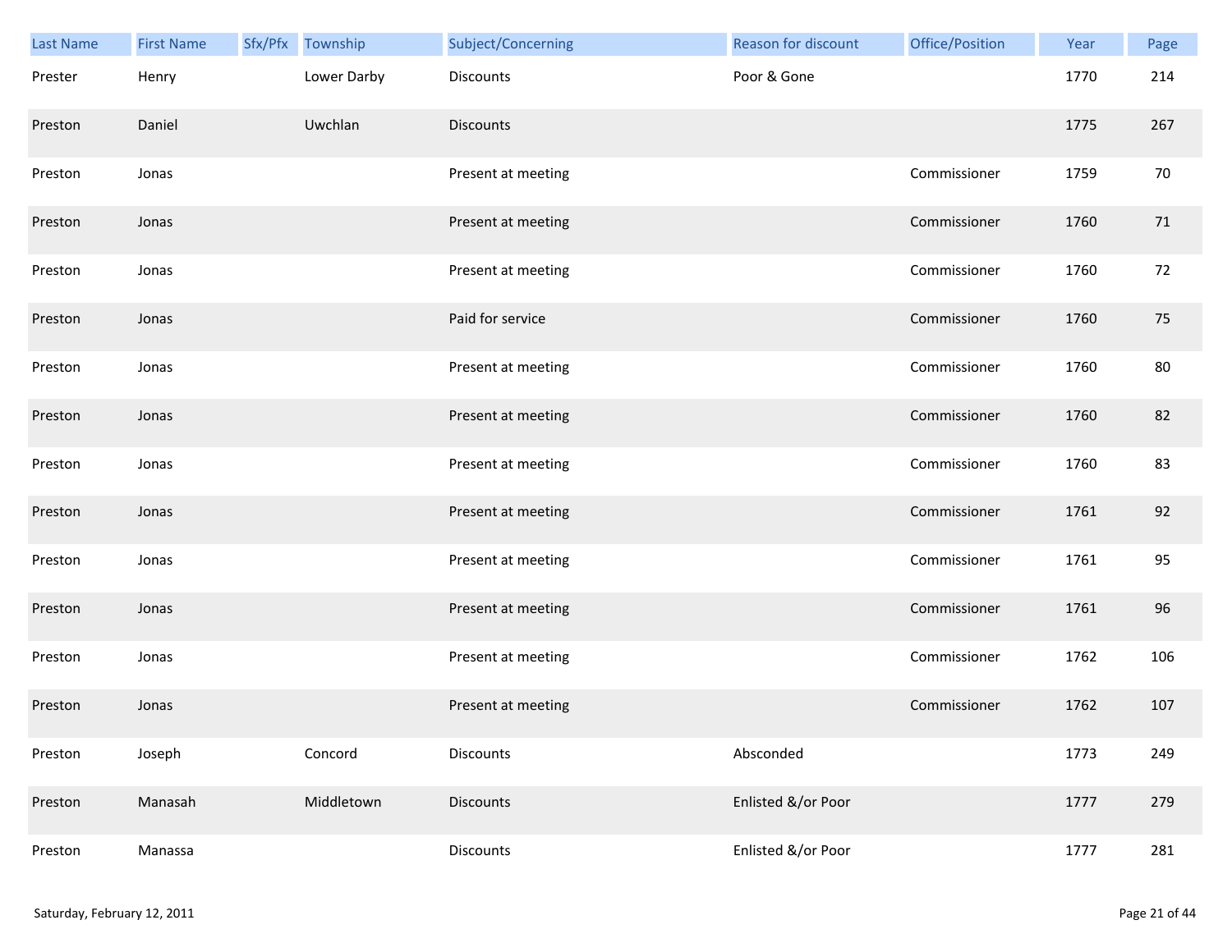| Last Name | First Name | Sfx/Pfx | Township | Subject/Concerning | Reason for discount | Office/Position | Year | Page |
|---|---|---|---|---|---|---|---|---|
| Prester | Henry | | Lower Darby | Discounts | Poor & Gone | | 1770 | 214 |
| Preston | Daniel | | Uwchlan | Discounts | | | 1775 | 267 |
| Preston | Jonas | | | Present at meeting | | Commissioner | 1759 | 70 |
| Preston | Jonas | | | Present at meeting | | Commissioner | 1760 | 71 |
| Preston | Jonas | | | Present at meeting | | Commissioner | 1760 | 72 |
| Preston | Jonas | | | Paid for service | | Commissioner | 1760 | 75 |
| Preston | Jonas | | | Present at meeting | | Commissioner | 1760 | 80 |
| Preston | Jonas | | | Present at meeting | | Commissioner | 1760 | 82 |
| Preston | Jonas | | | Present at meeting | | Commissioner | 1760 | 83 |
| Preston | Jonas | | | Present at meeting | | Commissioner | 1761 | 92 |
| Preston | Jonas | | | Present at meeting | | Commissioner | 1761 | 95 |
| Preston | Jonas | | | Present at meeting | | Commissioner | 1761 | 96 |
| Preston | Jonas | | | Present at meeting | | Commissioner | 1762 | 106 |
| Preston | Jonas | | | Present at meeting | | Commissioner | 1762 | 107 |
| Preston | Joseph | | Concord | Discounts | Absconded | | 1773 | 249 |
| Preston | Manasah | | Middletown | Discounts | Enlisted &/or Poor | | 1777 | 279 |
| Preston | Manassa | | | Discounts | Enlisted &/or Poor | | 1777 | 281 |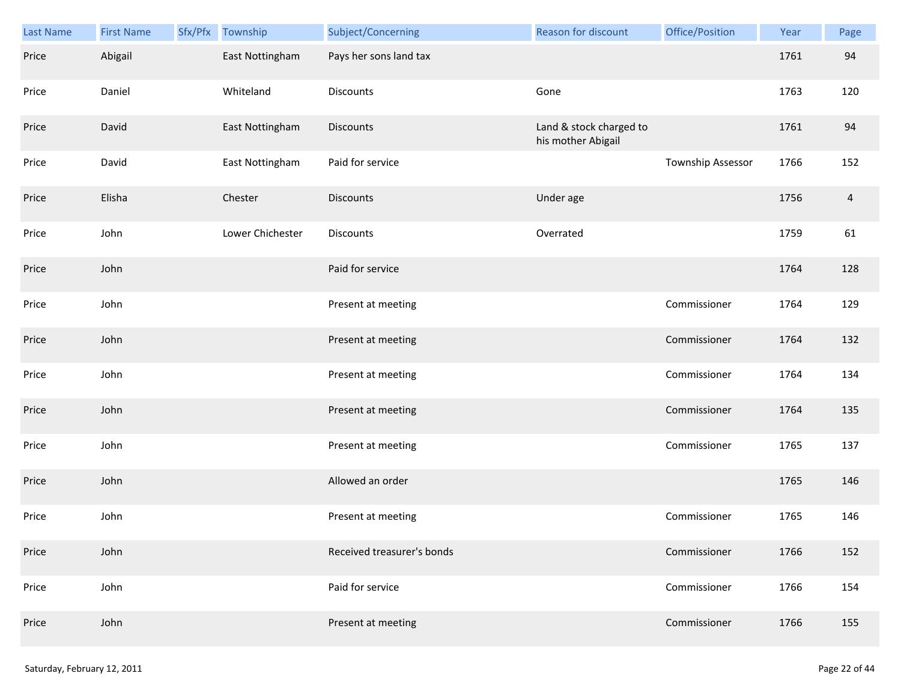| Last Name | First Name | Sfx/Pfx | Township | Subject/Concerning | Reason for discount | Office/Position | Year | Page |
|---|---|---|---|---|---|---|---|---|
| Price | Abigail | | East Nottingham | Pays her sons land tax | | | 1761 | 94 |
| Price | Daniel | | Whiteland | Discounts | Gone | | 1763 | 120 |
| Price | David | | East Nottingham | Discounts | Land & stock charged to his mother Abigail | | 1761 | 94 |
| Price | David | | East Nottingham | Paid for service | | Township Assessor | 1766 | 152 |
| Price | Elisha | | Chester | Discounts | Under age | | 1756 | 4 |
| Price | John | | Lower Chichester | Discounts | Overrated | | 1759 | 61 |
| Price | John | | | Paid for service | | | 1764 | 128 |
| Price | John | | | Present at meeting | | Commissioner | 1764 | 129 |
| Price | John | | | Present at meeting | | Commissioner | 1764 | 132 |
| Price | John | | | Present at meeting | | Commissioner | 1764 | 134 |
| Price | John | | | Present at meeting | | Commissioner | 1764 | 135 |
| Price | John | | | Present at meeting | | Commissioner | 1765 | 137 |
| Price | John | | | Allowed an order | | | 1765 | 146 |
| Price | John | | | Present at meeting | | Commissioner | 1765 | 146 |
| Price | John | | | Received treasurer's bonds | | Commissioner | 1766 | 152 |
| Price | John | | | Paid for service | | Commissioner | 1766 | 154 |
| Price | John | | | Present at meeting | | Commissioner | 1766 | 155 |

Saturday, February 12, 2011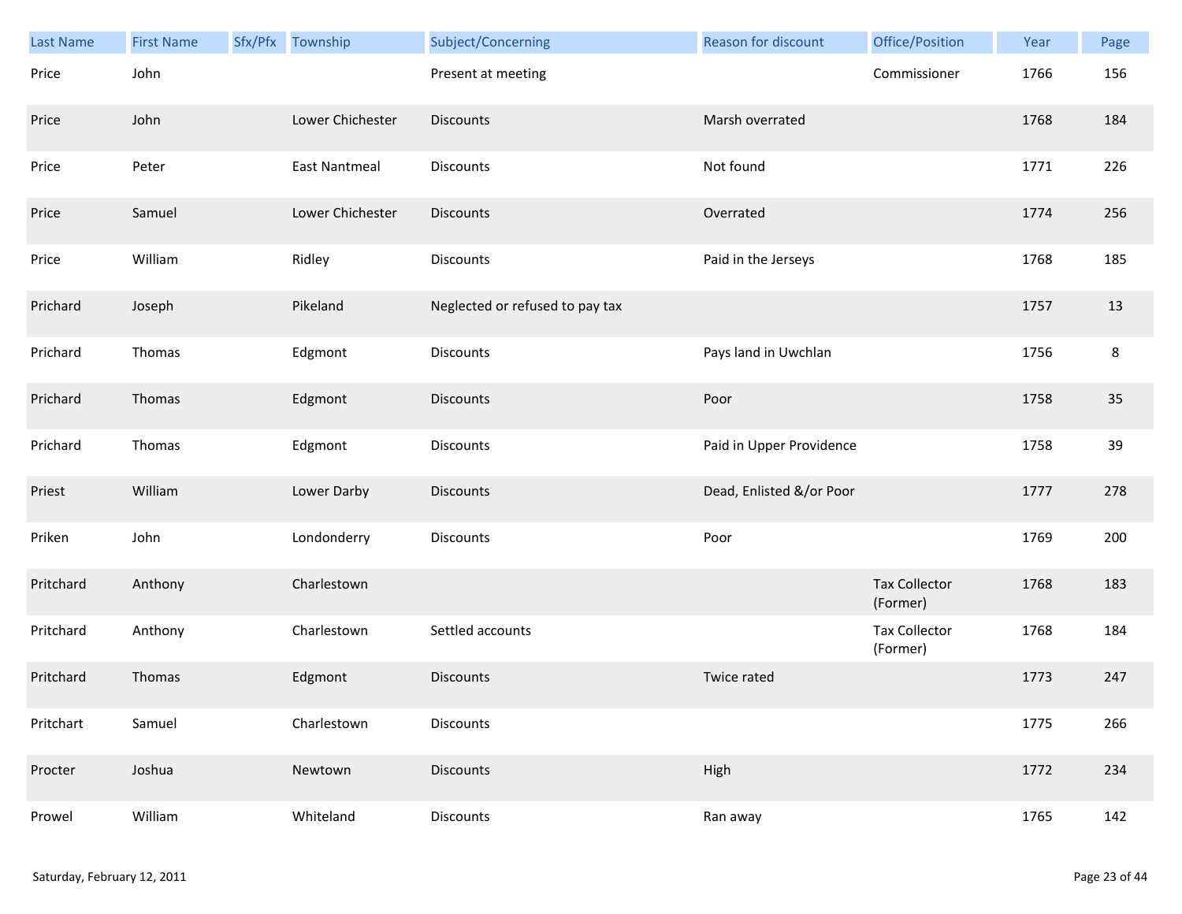| Last Name | First Name | Sfx/Pfx | Township | Subject/Concerning | Reason for discount | Office/Position | Year | Page |
|---|---|---|---|---|---|---|---|---|
| Price | John | | | Present at meeting | | Commissioner | 1766 | 156 |
| Price | John | | Lower Chichester | Discounts | Marsh overrated | | 1768 | 184 |
| Price | Peter | | East Nantmeal | Discounts | Not found | | 1771 | 226 |
| Price | Samuel | | Lower Chichester | Discounts | Overrated | | 1774 | 256 |
| Price | William | | Ridley | Discounts | Paid in the Jerseys | | 1768 | 185 |
| Prichard | Joseph | | Pikeland | Neglected or refused to pay tax | | | 1757 | 13 |
| Prichard | Thomas | | Edgmont | Discounts | Pays land in Uwchlan | | 1756 | 8 |
| Prichard | Thomas | | Edgmont | Discounts | Poor | | 1758 | 35 |
| Prichard | Thomas | | Edgmont | Discounts | Paid in Upper Providence | | 1758 | 39 |
| Priest | William | | Lower Darby | Discounts | Dead, Enlisted &/or Poor | | 1777 | 278 |
| Priken | John | | Londonderry | Discounts | Poor | | 1769 | 200 |
| Pritchard | Anthony | | Charlestown | | | Tax Collector (Former) | 1768 | 183 |
| Pritchard | Anthony | | Charlestown | Settled accounts | | Tax Collector (Former) | 1768 | 184 |
| Pritchard | Thomas | | Edgmont | Discounts | Twice rated | | 1773 | 247 |
| Pritchart | Samuel | | Charlestown | Discounts | | | 1775 | 266 |
| Procter | Joshua | | Newtown | Discounts | High | | 1772 | 234 |
| Prowel | William | | Whiteland | Discounts | Ran away | | 1765 | 142 |

Saturday, February 12, 2011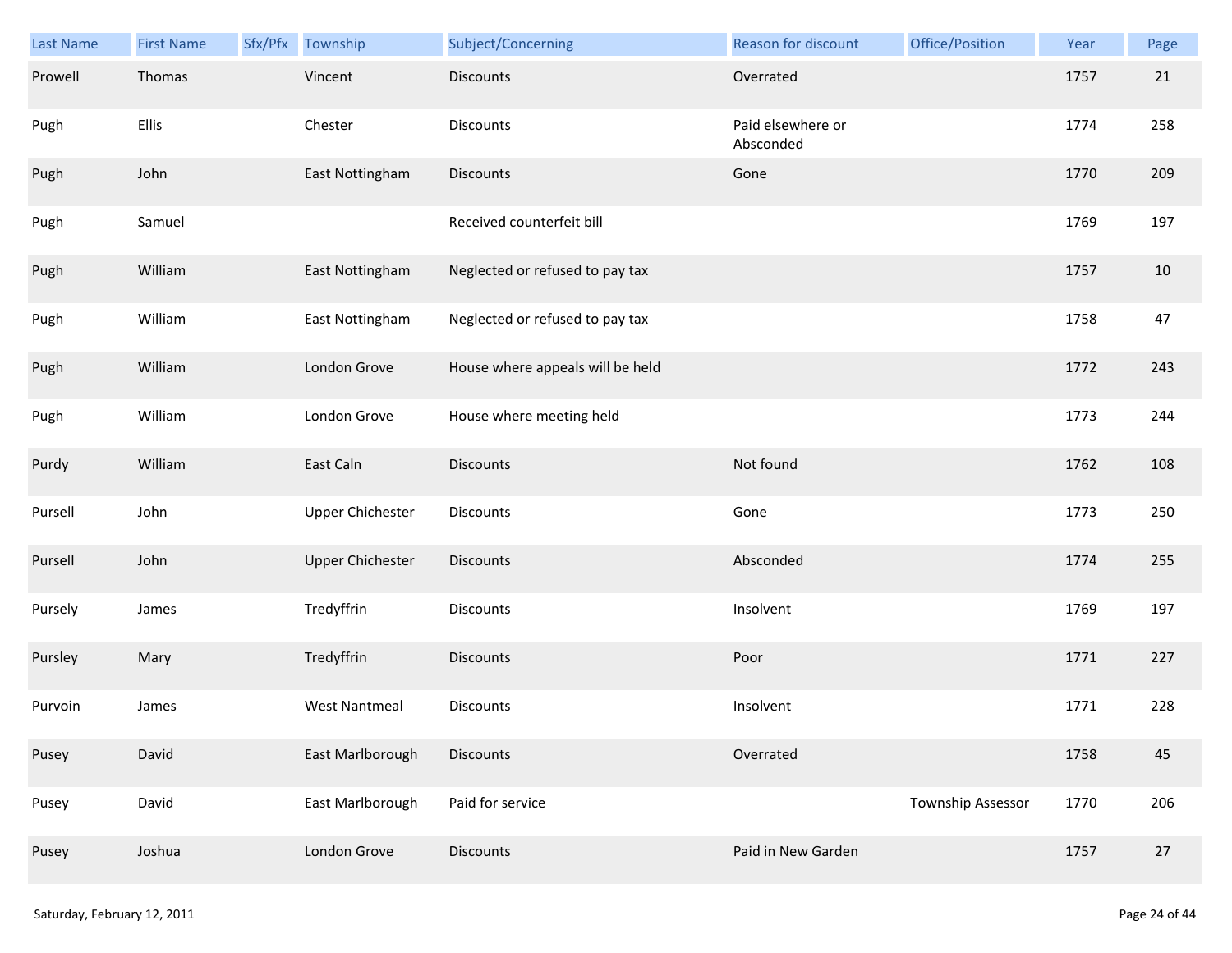| Last Name | First Name | Sfx/Pfx | Township | Subject/Concerning | Reason for discount | Office/Position | Year | Page |
|---|---|---|---|---|---|---|---|---|
| Prowell | Thomas | | Vincent | Discounts | Overrated | | 1757 | 21 |
| Pugh | Ellis | | Chester | Discounts | Paid elsewhere or Absconded | | 1774 | 258 |
| Pugh | John | | East Nottingham | Discounts | Gone | | 1770 | 209 |
| Pugh | Samuel | | | Received counterfeit bill | | | 1769 | 197 |
| Pugh | William | | East Nottingham | Neglected or refused to pay tax | | | 1757 | 10 |
| Pugh | William | | East Nottingham | Neglected or refused to pay tax | | | 1758 | 47 |
| Pugh | William | | London Grove | House where appeals will be held | | | 1772 | 243 |
| Pugh | William | | London Grove | House where meeting held | | | 1773 | 244 |
| Purdy | William | | East Caln | Discounts | Not found | | 1762 | 108 |
| Pursell | John | | Upper Chichester | Discounts | Gone | | 1773 | 250 |
| Pursell | John | | Upper Chichester | Discounts | Absconded | | 1774 | 255 |
| Pursely | James | | Tredyffrin | Discounts | Insolvent | | 1769 | 197 |
| Pursley | Mary | | Tredyffrin | Discounts | Poor | | 1771 | 227 |
| Purvoin | James | | West Nantmeal | Discounts | Insolvent | | 1771 | 228 |
| Pusey | David | | East Marlborough | Discounts | Overrated | | 1758 | 45 |
| Pusey | David | | East Marlborough | Paid for service | | Township Assessor | 1770 | 206 |
| Pusey | Joshua | | London Grove | Discounts | Paid in New Garden | | 1757 | 27 |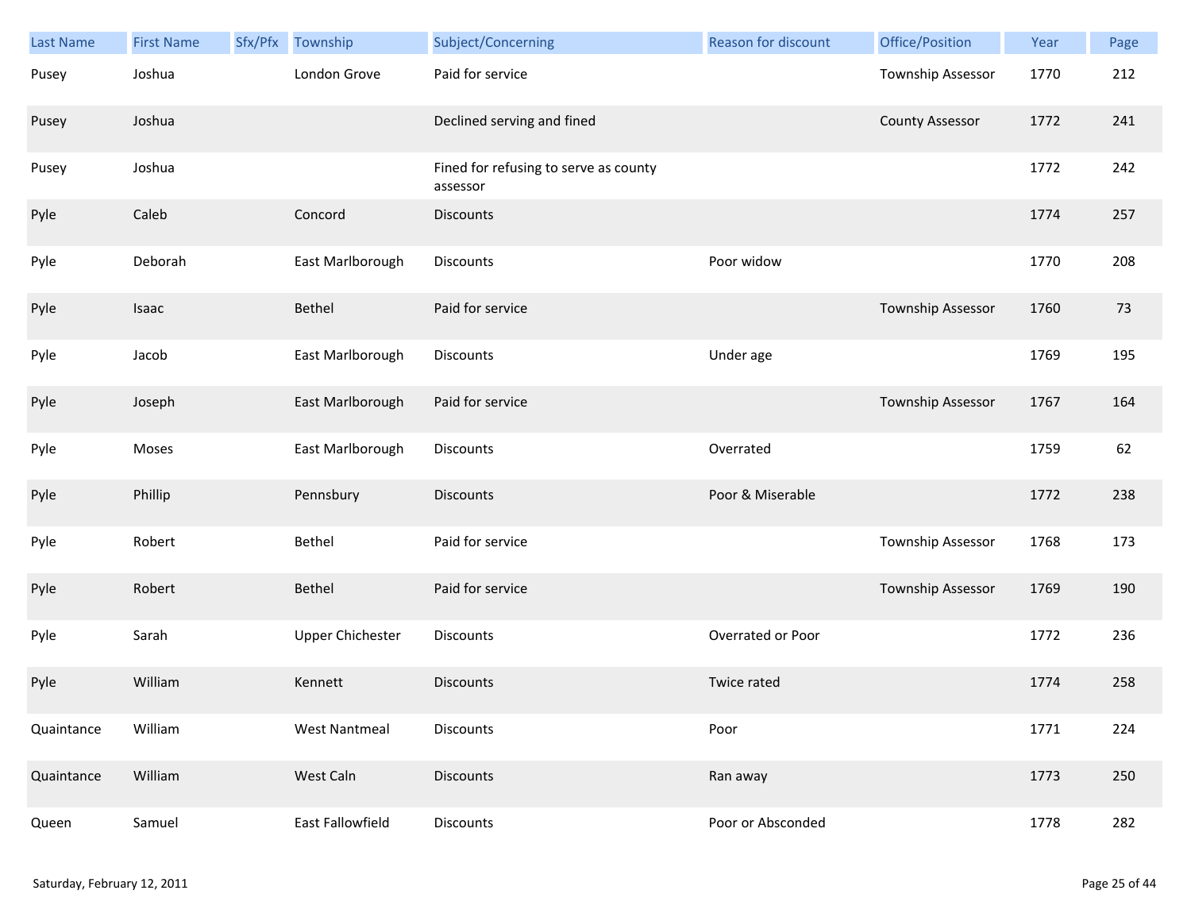| Last Name | First Name | Sfx/Pfx | Township | Subject/Concerning | Reason for discount | Office/Position | Year | Page |
|---|---|---|---|---|---|---|---|---|
| Pusey | Joshua | | London Grove | Paid for service | | Township Assessor | 1770 | 212 |
| Pusey | Joshua | | | Declined serving and fined | | County Assessor | 1772 | 241 |
| Pusey | Joshua | | | Fined for refusing to serve as county assessor | | | 1772 | 242 |
| Pyle | Caleb | | Concord | Discounts | | | 1774 | 257 |
| Pyle | Deborah | | East Marlborough | Discounts | Poor widow | | 1770 | 208 |
| Pyle | Isaac | | Bethel | Paid for service | | Township Assessor | 1760 | 73 |
| Pyle | Jacob | | East Marlborough | Discounts | Under age | | 1769 | 195 |
| Pyle | Joseph | | East Marlborough | Paid for service | | Township Assessor | 1767 | 164 |
| Pyle | Moses | | East Marlborough | Discounts | Overrated | | 1759 | 62 |
| Pyle | Phillip | | Pennsbury | Discounts | Poor & Miserable | | 1772 | 238 |
| Pyle | Robert | | Bethel | Paid for service | | Township Assessor | 1768 | 173 |
| Pyle | Robert | | Bethel | Paid for service | | Township Assessor | 1769 | 190 |
| Pyle | Sarah | | Upper Chichester | Discounts | Overrated or Poor | | 1772 | 236 |
| Pyle | William | | Kennett | Discounts | Twice rated | | 1774 | 258 |
| Quaintance | William | | West Nantmeal | Discounts | Poor | | 1771 | 224 |
| Quaintance | William | | West Caln | Discounts | Ran away | | 1773 | 250 |
| Queen | Samuel | | East Fallowfield | Discounts | Poor or Absconded | | 1778 | 282 |

Saturday, February 12, 2011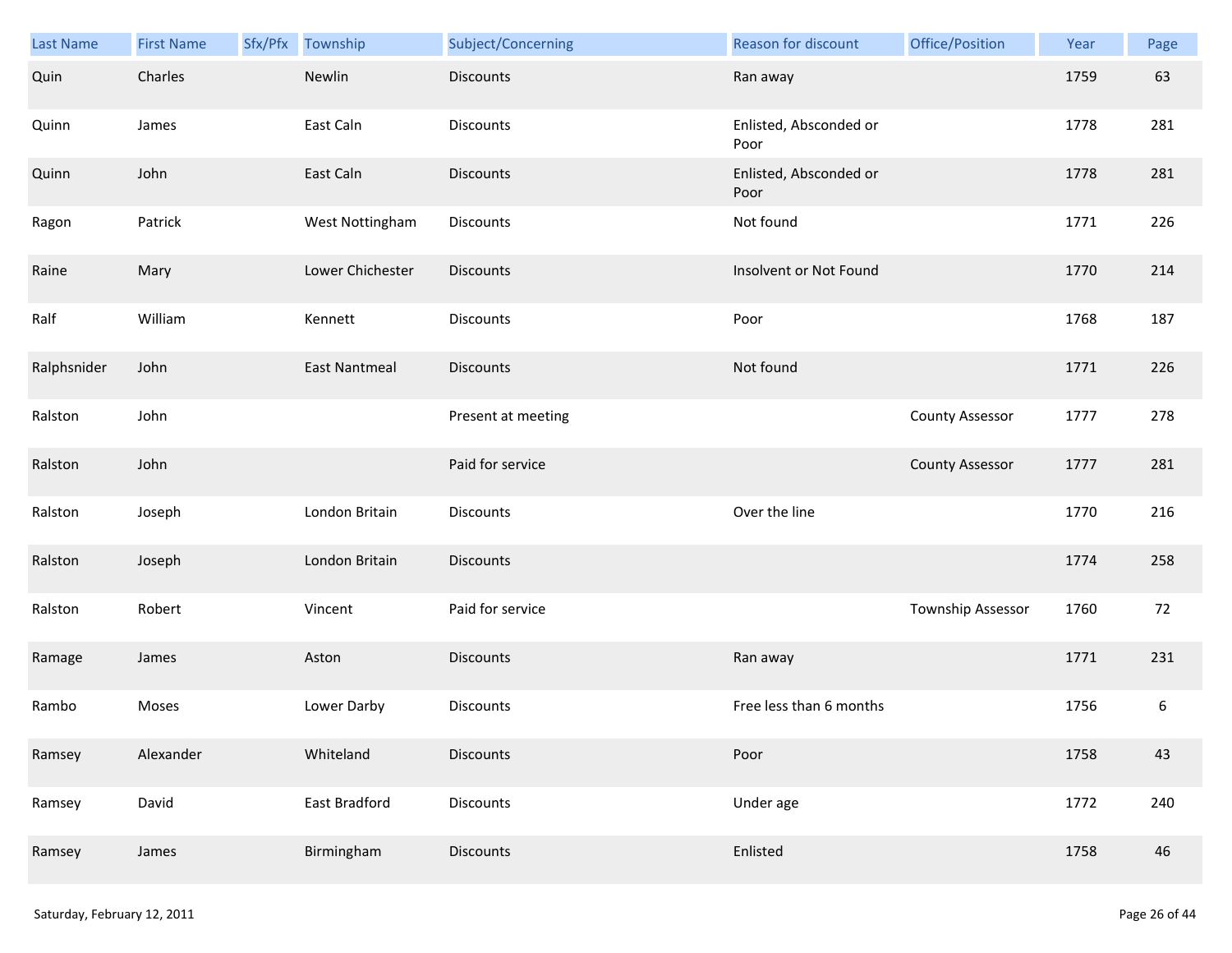| Last Name | First Name | Sfx/Pfx | Township | Subject/Concerning | Reason for discount | Office/Position | Year | Page |
|---|---|---|---|---|---|---|---|---|
| Quin | Charles | | Newlin | Discounts | Ran away | | 1759 | 63 |
| Quinn | James | | East Caln | Discounts | Enlisted, Absconded or Poor | | 1778 | 281 |
| Quinn | John | | East Caln | Discounts | Enlisted, Absconded or Poor | | 1778 | 281 |
| Ragon | Patrick | | West Nottingham | Discounts | Not found | | 1771 | 226 |
| Raine | Mary | | Lower Chichester | Discounts | Insolvent or Not Found | | 1770 | 214 |
| Ralf | William | | Kennett | Discounts | Poor | | 1768 | 187 |
| Ralphsnider | John | | East Nantmeal | Discounts | Not found | | 1771 | 226 |
| Ralston | John | | | Present at meeting | | County Assessor | 1777 | 278 |
| Ralston | John | | | Paid for service | | County Assessor | 1777 | 281 |
| Ralston | Joseph | | London Britain | Discounts | Over the line | | 1770 | 216 |
| Ralston | Joseph | | London Britain | Discounts | | | 1774 | 258 |
| Ralston | Robert | | Vincent | Paid for service | | Township Assessor | 1760 | 72 |
| Ramage | James | | Aston | Discounts | Ran away | | 1771 | 231 |
| Rambo | Moses | | Lower Darby | Discounts | Free less than 6 months | | 1756 | 6 |
| Ramsey | Alexander | | Whiteland | Discounts | Poor | | 1758 | 43 |
| Ramsey | David | | East Bradford | Discounts | Under age | | 1772 | 240 |
| Ramsey | James | | Birmingham | Discounts | Enlisted | | 1758 | 46 |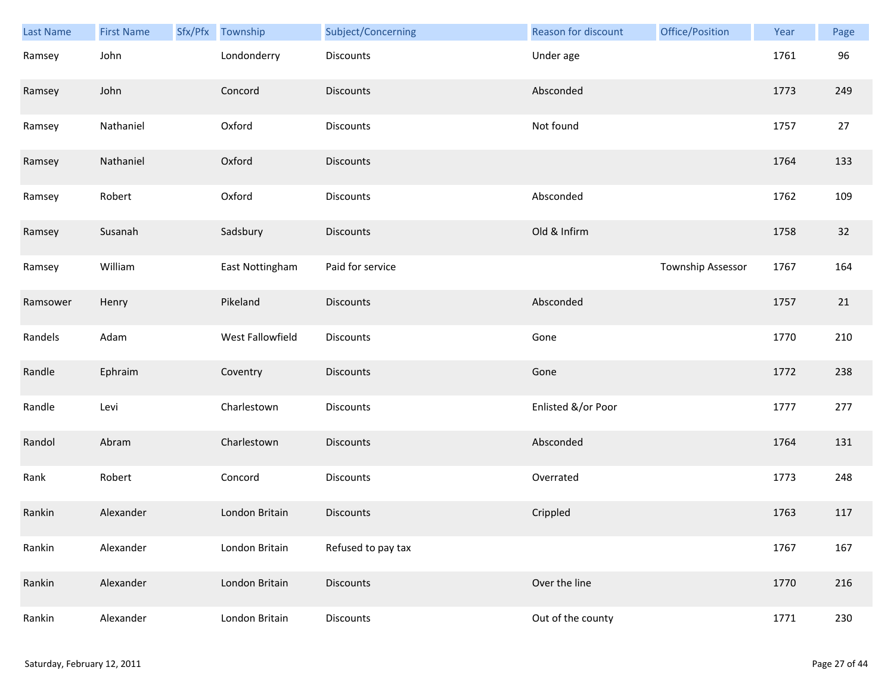| Last Name | First Name | Sfx/Pfx | Township | Subject/Concerning | Reason for discount | Office/Position | Year | Page |
|---|---|---|---|---|---|---|---|---|
| Ramsey | John | | Londonderry | Discounts | Under age | | 1761 | 96 |
| Ramsey | John | | Concord | Discounts | Absconded | | 1773 | 249 |
| Ramsey | Nathaniel | | Oxford | Discounts | Not found | | 1757 | 27 |
| Ramsey | Nathaniel | | Oxford | Discounts | | | 1764 | 133 |
| Ramsey | Robert | | Oxford | Discounts | Absconded | | 1762 | 109 |
| Ramsey | Susanah | | Sadsbury | Discounts | Old & Infirm | | 1758 | 32 |
| Ramsey | William | | East Nottingham | Paid for service | | Township Assessor | 1767 | 164 |
| Ramsower | Henry | | Pikeland | Discounts | Absconded | | 1757 | 21 |
| Randels | Adam | | West Fallowfield | Discounts | Gone | | 1770 | 210 |
| Randle | Ephraim | | Coventry | Discounts | Gone | | 1772 | 238 |
| Randle | Levi | | Charlestown | Discounts | Enlisted &/or Poor | | 1777 | 277 |
| Randol | Abram | | Charlestown | Discounts | Absconded | | 1764 | 131 |
| Rank | Robert | | Concord | Discounts | Overrated | | 1773 | 248 |
| Rankin | Alexander | | London Britain | Discounts | Crippled | | 1763 | 117 |
| Rankin | Alexander | | London Britain | Refused to pay tax | | | 1767 | 167 |
| Rankin | Alexander | | London Britain | Discounts | Over the line | | 1770 | 216 |
| Rankin | Alexander | | London Britain | Discounts | Out of the county | | 1771 | 230 |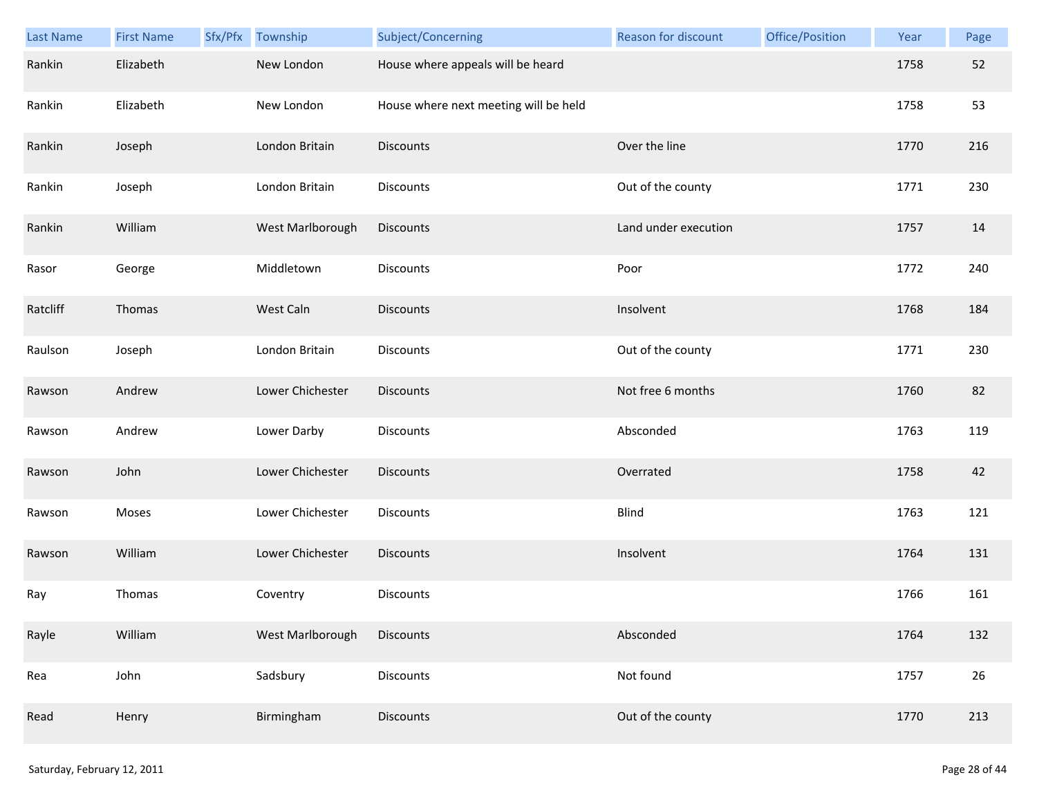| Last Name | First Name | Sfx/Pfx | Township | Subject/Concerning | Reason for discount | Office/Position | Year | Page |
|---|---|---|---|---|---|---|---|---|
| Rankin | Elizabeth | | New London | House where appeals will be heard | | | 1758 | 52 |
| Rankin | Elizabeth | | New London | House where next meeting will be held | | | 1758 | 53 |
| Rankin | Joseph | | London Britain | Discounts | Over the line | | 1770 | 216 |
| Rankin | Joseph | | London Britain | Discounts | Out of the county | | 1771 | 230 |
| Rankin | William | | West Marlborough | Discounts | Land under execution | | 1757 | 14 |
| Rasor | George | | Middletown | Discounts | Poor | | 1772 | 240 |
| Ratcliff | Thomas | | West Caln | Discounts | Insolvent | | 1768 | 184 |
| Raulson | Joseph | | London Britain | Discounts | Out of the county | | 1771 | 230 |
| Rawson | Andrew | | Lower Chichester | Discounts | Not free 6 months | | 1760 | 82 |
| Rawson | Andrew | | Lower Darby | Discounts | Absconded | | 1763 | 119 |
| Rawson | John | | Lower Chichester | Discounts | Overrated | | 1758 | 42 |
| Rawson | Moses | | Lower Chichester | Discounts | Blind | | 1763 | 121 |
| Rawson | William | | Lower Chichester | Discounts | Insolvent | | 1764 | 131 |
| Ray | Thomas | | Coventry | Discounts | | | 1766 | 161 |
| Rayle | William | | West Marlborough | Discounts | Absconded | | 1764 | 132 |
| Rea | John | | Sadsbury | Discounts | Not found | | 1757 | 26 |
| Read | Henry | | Birmingham | Discounts | Out of the county | | 1770 | 213 |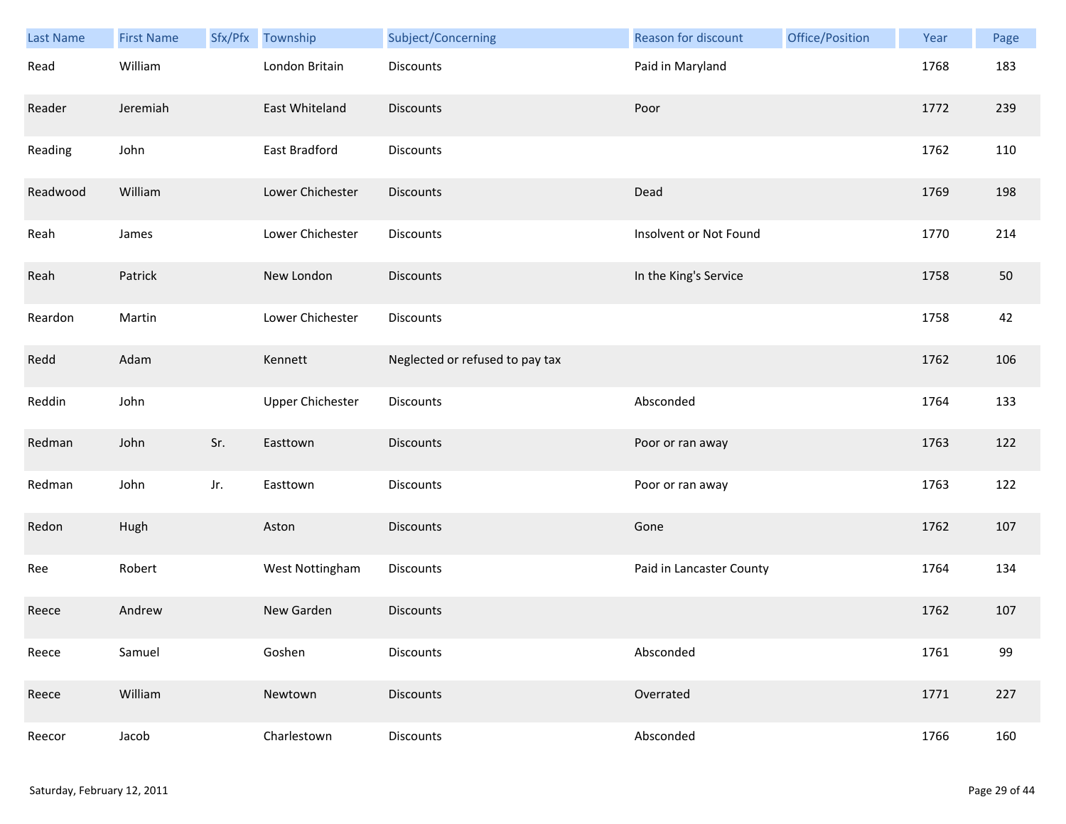| Last Name | First Name | Sfx/Pfx | Township | Subject/Concerning | Reason for discount | Office/Position | Year | Page |
|---|---|---|---|---|---|---|---|---|
| Read | William | | London Britain | Discounts | Paid in Maryland | | 1768 | 183 |
| Reader | Jeremiah | | East Whiteland | Discounts | Poor | | 1772 | 239 |
| Reading | John | | East Bradford | Discounts | | | 1762 | 110 |
| Readwood | William | | Lower Chichester | Discounts | Dead | | 1769 | 198 |
| Reah | James | | Lower Chichester | Discounts | Insolvent or Not Found | | 1770 | 214 |
| Reah | Patrick | | New London | Discounts | In the King's Service | | 1758 | 50 |
| Reardon | Martin | | Lower Chichester | Discounts | | | 1758 | 42 |
| Redd | Adam | | Kennett | Neglected or refused to pay tax | | | 1762 | 106 |
| Reddin | John | | Upper Chichester | Discounts | Absconded | | 1764 | 133 |
| Redman | John | Sr. | Easttown | Discounts | Poor or ran away | | 1763 | 122 |
| Redman | John | Jr. | Easttown | Discounts | Poor or ran away | | 1763 | 122 |
| Redon | Hugh | | Aston | Discounts | Gone | | 1762 | 107 |
| Ree | Robert | | West Nottingham | Discounts | Paid in Lancaster County | | 1764 | 134 |
| Reece | Andrew | | New Garden | Discounts | | | 1762 | 107 |
| Reece | Samuel | | Goshen | Discounts | Absconded | | 1761 | 99 |
| Reece | William | | Newtown | Discounts | Overrated | | 1771 | 227 |
| Reecor | Jacob | | Charlestown | Discounts | Absconded | | 1766 | 160 |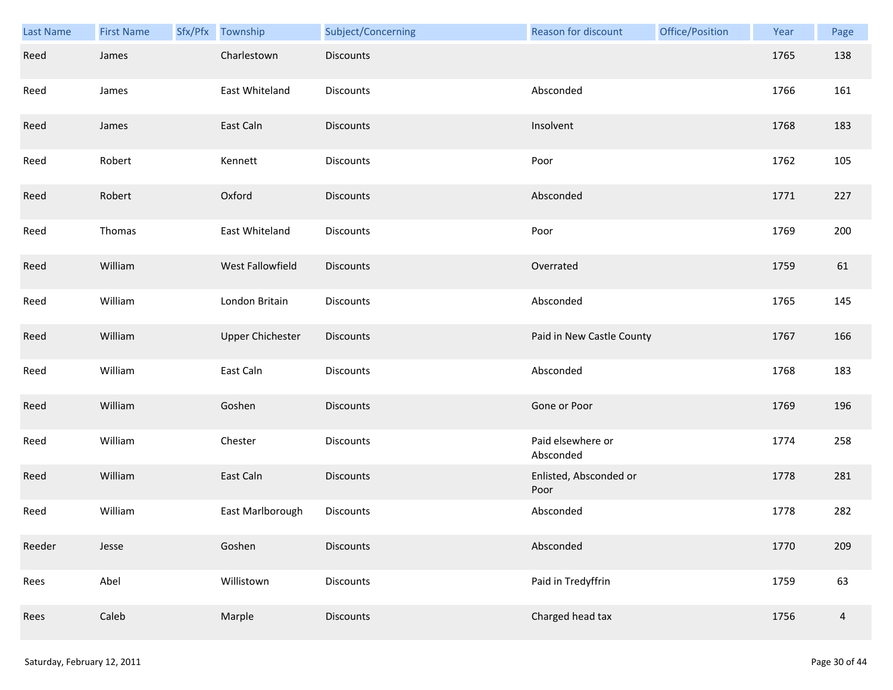| Last Name | First Name | Sfx/Pfx | Township | Subject/Concerning | Reason for discount | Office/Position | Year | Page |
|---|---|---|---|---|---|---|---|---|
| Reed | James | | Charlestown | Discounts | | | 1765 | 138 |
| Reed | James | | East Whiteland | Discounts | Absconded | | 1766 | 161 |
| Reed | James | | East Caln | Discounts | Insolvent | | 1768 | 183 |
| Reed | Robert | | Kennett | Discounts | Poor | | 1762 | 105 |
| Reed | Robert | | Oxford | Discounts | Absconded | | 1771 | 227 |
| Reed | Thomas | | East Whiteland | Discounts | Poor | | 1769 | 200 |
| Reed | William | | West Fallowfield | Discounts | Overrated | | 1759 | 61 |
| Reed | William | | London Britain | Discounts | Absconded | | 1765 | 145 |
| Reed | William | | Upper Chichester | Discounts | Paid in New Castle County | | 1767 | 166 |
| Reed | William | | East Caln | Discounts | Absconded | | 1768 | 183 |
| Reed | William | | Goshen | Discounts | Gone or Poor | | 1769 | 196 |
| Reed | William | | Chester | Discounts | Paid elsewhere or Absconded | | 1774 | 258 |
| Reed | William | | East Caln | Discounts | Enlisted, Absconded or Poor | | 1778 | 281 |
| Reed | William | | East Marlborough | Discounts | Absconded | | 1778 | 282 |
| Reeder | Jesse | | Goshen | Discounts | Absconded | | 1770 | 209 |
| Rees | Abel | | Willistown | Discounts | Paid in Tredyffrin | | 1759 | 63 |
| Rees | Caleb | | Marple | Discounts | Charged head tax | | 1756 | 4 |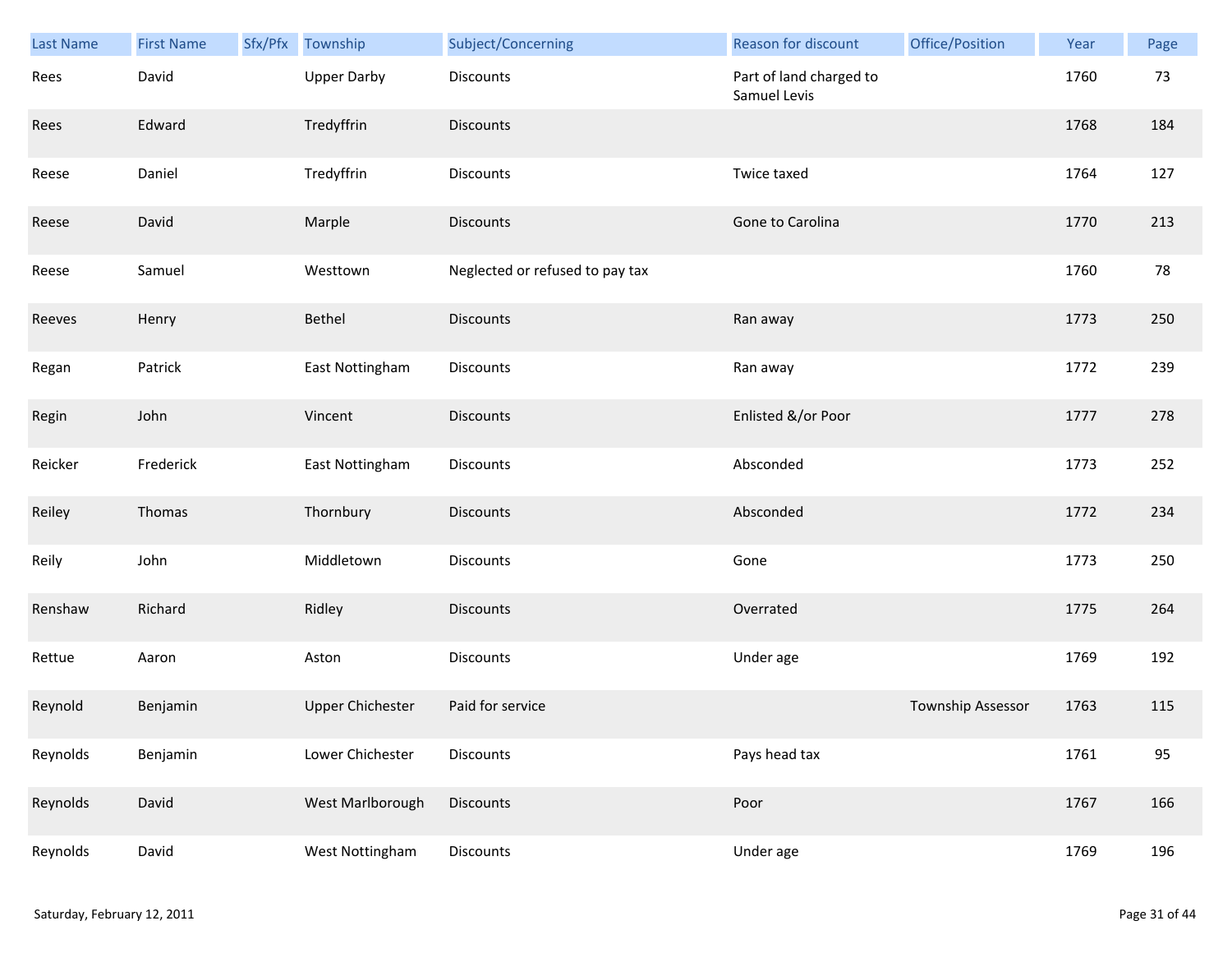| Last Name | First Name | Sfx/Pfx | Township | Subject/Concerning | Reason for discount | Office/Position | Year | Page |
|---|---|---|---|---|---|---|---|---|
| Rees | David | | Upper Darby | Discounts | Part of land charged to Samuel Levis | | 1760 | 73 |
| Rees | Edward | | Tredyffrin | Discounts | | | 1768 | 184 |
| Reese | Daniel | | Tredyffrin | Discounts | Twice taxed | | 1764 | 127 |
| Reese | David | | Marple | Discounts | Gone to Carolina | | 1770 | 213 |
| Reese | Samuel | | Westtown | Neglected or refused to pay tax | | | 1760 | 78 |
| Reeves | Henry | | Bethel | Discounts | Ran away | | 1773 | 250 |
| Regan | Patrick | | East Nottingham | Discounts | Ran away | | 1772 | 239 |
| Regin | John | | Vincent | Discounts | Enlisted &/or Poor | | 1777 | 278 |
| Reicker | Frederick | | East Nottingham | Discounts | Absconded | | 1773 | 252 |
| Reiley | Thomas | | Thornbury | Discounts | Absconded | | 1772 | 234 |
| Reily | John | | Middletown | Discounts | Gone | | 1773 | 250 |
| Renshaw | Richard | | Ridley | Discounts | Overrated | | 1775 | 264 |
| Rettue | Aaron | | Aston | Discounts | Under age | | 1769 | 192 |
| Reynold | Benjamin | | Upper Chichester | Paid for service | | Township Assessor | 1763 | 115 |
| Reynolds | Benjamin | | Lower Chichester | Discounts | Pays head tax | | 1761 | 95 |
| Reynolds | David | | West Marlborough | Discounts | Poor | | 1767 | 166 |
| Reynolds | David | | West Nottingham | Discounts | Under age | | 1769 | 196 |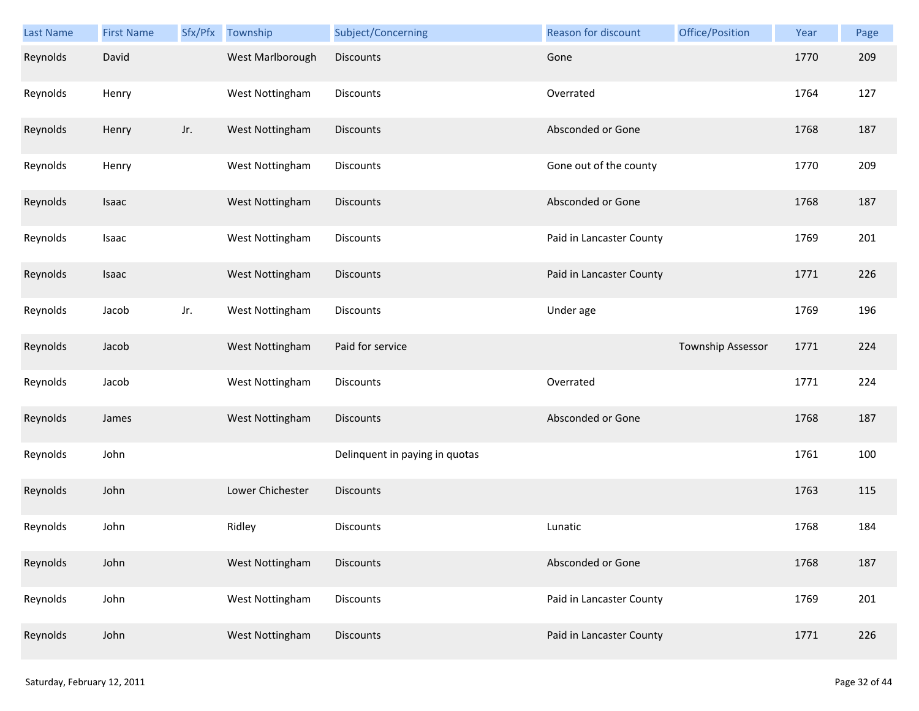| Last Name | First Name | Sfx/Pfx | Township | Subject/Concerning | Reason for discount | Office/Position | Year | Page |
|---|---|---|---|---|---|---|---|---|
| Reynolds | David | | West Marlborough | Discounts | Gone | | 1770 | 209 |
| Reynolds | Henry | | West Nottingham | Discounts | Overrated | | 1764 | 127 |
| Reynolds | Henry | Jr. | West Nottingham | Discounts | Absconded or Gone | | 1768 | 187 |
| Reynolds | Henry | | West Nottingham | Discounts | Gone out of the county | | 1770 | 209 |
| Reynolds | Isaac | | West Nottingham | Discounts | Absconded or Gone | | 1768 | 187 |
| Reynolds | Isaac | | West Nottingham | Discounts | Paid in Lancaster County | | 1769 | 201 |
| Reynolds | Isaac | | West Nottingham | Discounts | Paid in Lancaster County | | 1771 | 226 |
| Reynolds | Jacob | Jr. | West Nottingham | Discounts | Under age | | 1769 | 196 |
| Reynolds | Jacob | | West Nottingham | Paid for service | | Township Assessor | 1771 | 224 |
| Reynolds | Jacob | | West Nottingham | Discounts | Overrated | | 1771 | 224 |
| Reynolds | James | | West Nottingham | Discounts | Absconded or Gone | | 1768 | 187 |
| Reynolds | John | | | Delinquent in paying in quotas | | | 1761 | 100 |
| Reynolds | John | | Lower Chichester | Discounts | | | 1763 | 115 |
| Reynolds | John | | Ridley | Discounts | Lunatic | | 1768 | 184 |
| Reynolds | John | | West Nottingham | Discounts | Absconded or Gone | | 1768 | 187 |
| Reynolds | John | | West Nottingham | Discounts | Paid in Lancaster County | | 1769 | 201 |
| Reynolds | John | | West Nottingham | Discounts | Paid in Lancaster County | | 1771 | 226 |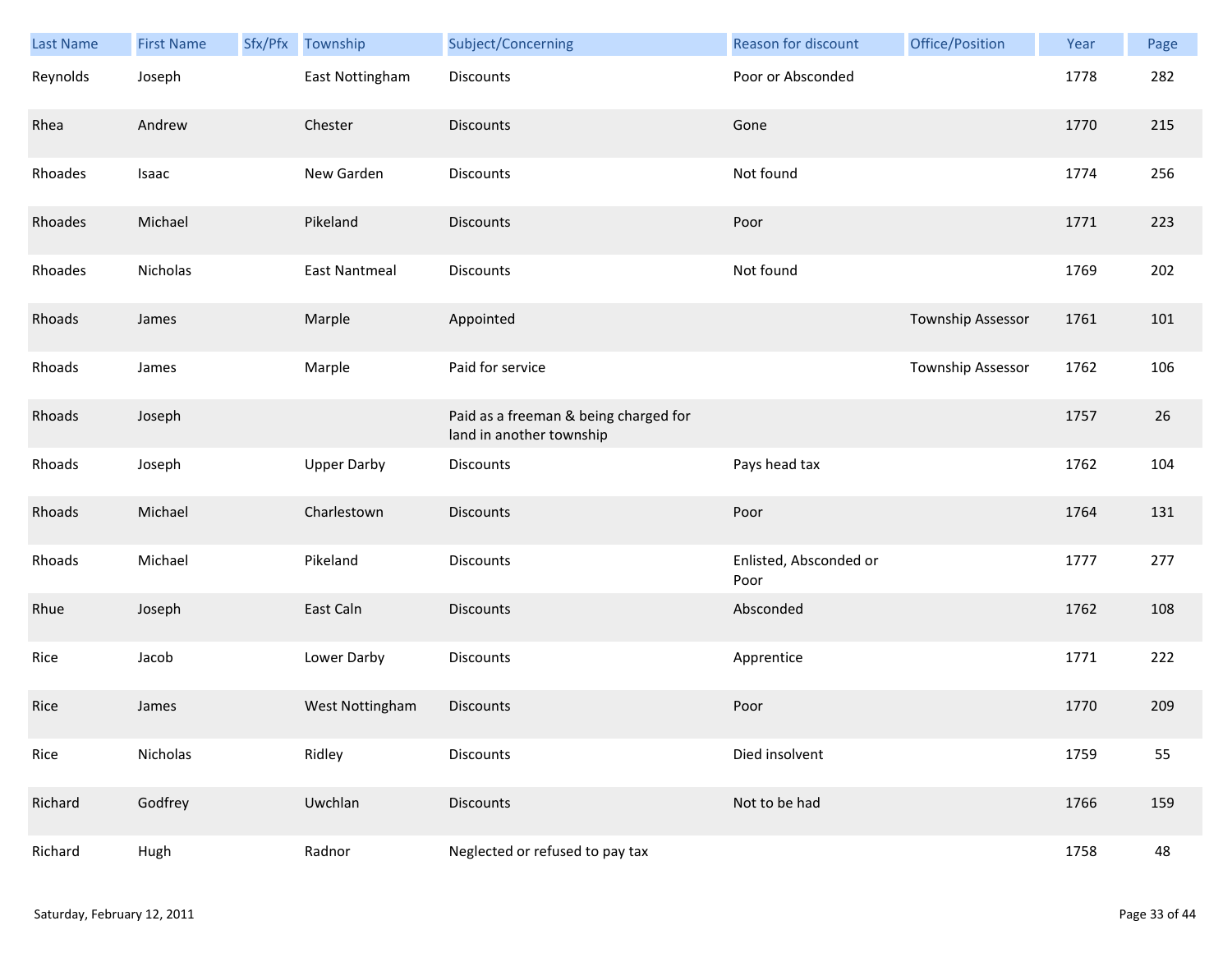| Last Name | First Name | Sfx/Pfx | Township | Subject/Concerning | Reason for discount | Office/Position | Year | Page |
|---|---|---|---|---|---|---|---|---|
| Reynolds | Joseph | | East Nottingham | Discounts | Poor or Absconded | | 1778 | 282 |
| Rhea | Andrew | | Chester | Discounts | Gone | | 1770 | 215 |
| Rhoades | Isaac | | New Garden | Discounts | Not found | | 1774 | 256 |
| Rhoades | Michael | | Pikeland | Discounts | Poor | | 1771 | 223 |
| Rhoades | Nicholas | | East Nantmeal | Discounts | Not found | | 1769 | 202 |
| Rhoads | James | | Marple | Appointed | | Township Assessor | 1761 | 101 |
| Rhoads | James | | Marple | Paid for service | | Township Assessor | 1762 | 106 |
| Rhoads | Joseph | | | Paid as a freeman & being charged for land in another township | | | 1757 | 26 |
| Rhoads | Joseph | | Upper Darby | Discounts | Pays head tax | | 1762 | 104 |
| Rhoads | Michael | | Charlestown | Discounts | Poor | | 1764 | 131 |
| Rhoads | Michael | | Pikeland | Discounts | Enlisted, Absconded or Poor | | 1777 | 277 |
| Rhue | Joseph | | East Caln | Discounts | Absconded | | 1762 | 108 |
| Rice | Jacob | | Lower Darby | Discounts | Apprentice | | 1771 | 222 |
| Rice | James | | West Nottingham | Discounts | Poor | | 1770 | 209 |
| Rice | Nicholas | | Ridley | Discounts | Died insolvent | | 1759 | 55 |
| Richard | Godfrey | | Uwchlan | Discounts | Not to be had | | 1766 | 159 |
| Richard | Hugh | | Radnor | Neglected or refused to pay tax | | | 1758 | 48 |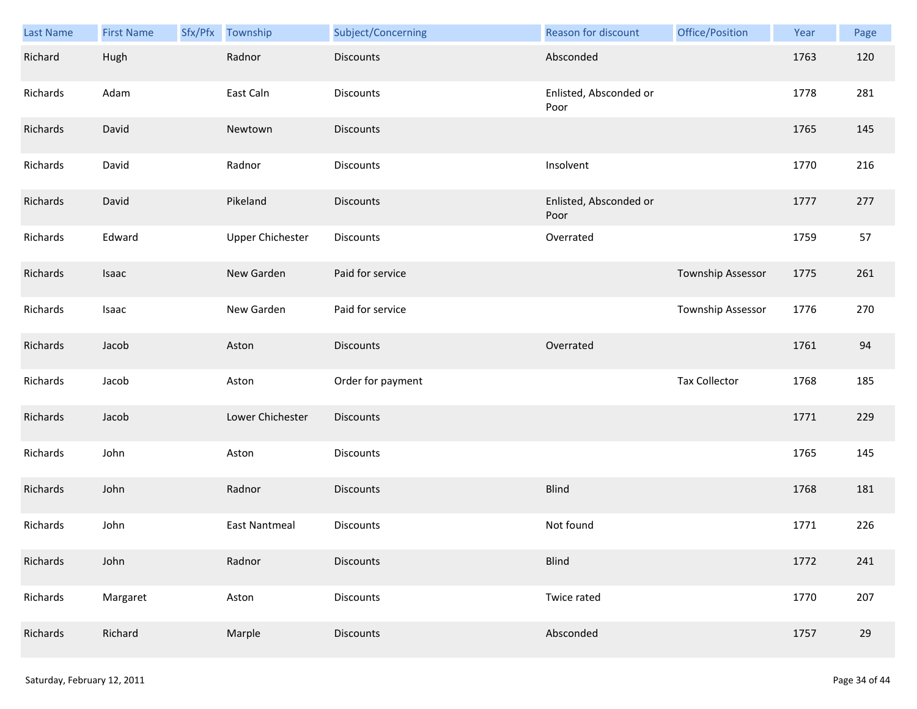| Last Name | First Name | Sfx/Pfx | Township | Subject/Concerning | Reason for discount | Office/Position | Year | Page |
|---|---|---|---|---|---|---|---|---|
| Richard | Hugh | | Radnor | Discounts | Absconded | | 1763 | 120 |
| Richards | Adam | | East Caln | Discounts | Enlisted, Absconded or Poor | | 1778 | 281 |
| Richards | David | | Newtown | Discounts | | | 1765 | 145 |
| Richards | David | | Radnor | Discounts | Insolvent | | 1770 | 216 |
| Richards | David | | Pikeland | Discounts | Enlisted, Absconded or Poor | | 1777 | 277 |
| Richards | Edward | | Upper Chichester | Discounts | Overrated | | 1759 | 57 |
| Richards | Isaac | | New Garden | Paid for service | | Township Assessor | 1775 | 261 |
| Richards | Isaac | | New Garden | Paid for service | | Township Assessor | 1776 | 270 |
| Richards | Jacob | | Aston | Discounts | Overrated | | 1761 | 94 |
| Richards | Jacob | | Aston | Order for payment | | Tax Collector | 1768 | 185 |
| Richards | Jacob | | Lower Chichester | Discounts | | | 1771 | 229 |
| Richards | John | | Aston | Discounts | | | 1765 | 145 |
| Richards | John | | Radnor | Discounts | Blind | | 1768 | 181 |
| Richards | John | | East Nantmeal | Discounts | Not found | | 1771 | 226 |
| Richards | John | | Radnor | Discounts | Blind | | 1772 | 241 |
| Richards | Margaret | | Aston | Discounts | Twice rated | | 1770 | 207 |
| Richards | Richard | | Marple | Discounts | Absconded | | 1757 | 29 |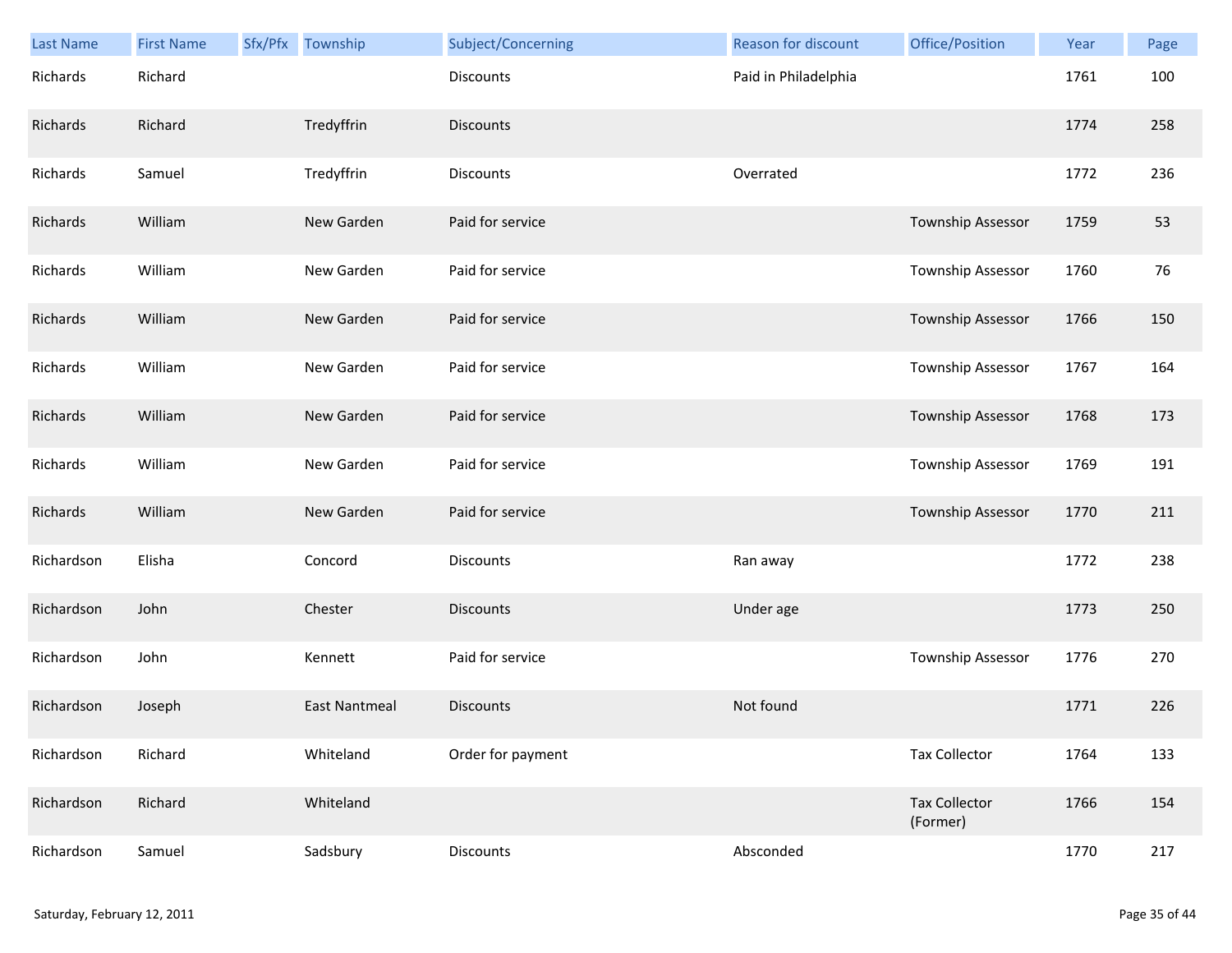| Last Name | First Name | Sfx/Pfx | Township | Subject/Concerning | Reason for discount | Office/Position | Year | Page |
|---|---|---|---|---|---|---|---|---|
| Richards | Richard | | | Discounts | Paid in Philadelphia | | 1761 | 100 |
| Richards | Richard | | Tredyffrin | Discounts | | | 1774 | 258 |
| Richards | Samuel | | Tredyffrin | Discounts | Overrated | | 1772 | 236 |
| Richards | William | | New Garden | Paid for service | | Township Assessor | 1759 | 53 |
| Richards | William | | New Garden | Paid for service | | Township Assessor | 1760 | 76 |
| Richards | William | | New Garden | Paid for service | | Township Assessor | 1766 | 150 |
| Richards | William | | New Garden | Paid for service | | Township Assessor | 1767 | 164 |
| Richards | William | | New Garden | Paid for service | | Township Assessor | 1768 | 173 |
| Richards | William | | New Garden | Paid for service | | Township Assessor | 1769 | 191 |
| Richards | William | | New Garden | Paid for service | | Township Assessor | 1770 | 211 |
| Richardson | Elisha | | Concord | Discounts | Ran away | | 1772 | 238 |
| Richardson | John | | Chester | Discounts | Under age | | 1773 | 250 |
| Richardson | John | | Kennett | Paid for service | | Township Assessor | 1776 | 270 |
| Richardson | Joseph | | East Nantmeal | Discounts | Not found | | 1771 | 226 |
| Richardson | Richard | | Whiteland | Order for payment | | Tax Collector | 1764 | 133 |
| Richardson | Richard | | Whiteland | | | Tax Collector (Former) | 1766 | 154 |
| Richardson | Samuel | | Sadsbury | Discounts | Absconded | | 1770 | 217 |

Saturday, February 12, 2011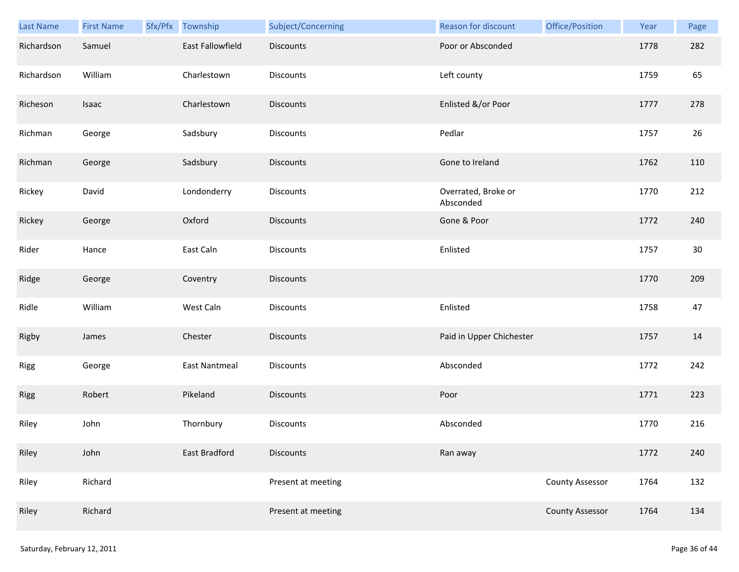| Last Name | First Name | Sfx/Pfx | Township | Subject/Concerning | Reason for discount | Office/Position | Year | Page |
|---|---|---|---|---|---|---|---|---|
| Richardson | Samuel | | East Fallowfield | Discounts | Poor or Absconded | | 1778 | 282 |
| Richardson | William | | Charlestown | Discounts | Left county | | 1759 | 65 |
| Richeson | Isaac | | Charlestown | Discounts | Enlisted &/or Poor | | 1777 | 278 |
| Richman | George | | Sadsbury | Discounts | Pedlar | | 1757 | 26 |
| Richman | George | | Sadsbury | Discounts | Gone to Ireland | | 1762 | 110 |
| Rickey | David | | Londonderry | Discounts | Overrated, Broke or Absconded | | 1770 | 212 |
| Rickey | George | | Oxford | Discounts | Gone & Poor | | 1772 | 240 |
| Rider | Hance | | East Caln | Discounts | Enlisted | | 1757 | 30 |
| Ridge | George | | Coventry | Discounts | | | 1770 | 209 |
| Ridle | William | | West Caln | Discounts | Enlisted | | 1758 | 47 |
| Rigby | James | | Chester | Discounts | Paid in Upper Chichester | | 1757 | 14 |
| Rigg | George | | East Nantmeal | Discounts | Absconded | | 1772 | 242 |
| Rigg | Robert | | Pikeland | Discounts | Poor | | 1771 | 223 |
| Riley | John | | Thornbury | Discounts | Absconded | | 1770 | 216 |
| Riley | John | | East Bradford | Discounts | Ran away | | 1772 | 240 |
| Riley | Richard | | | Present at meeting | | County Assessor | 1764 | 132 |
| Riley | Richard | | | Present at meeting | | County Assessor | 1764 | 134 |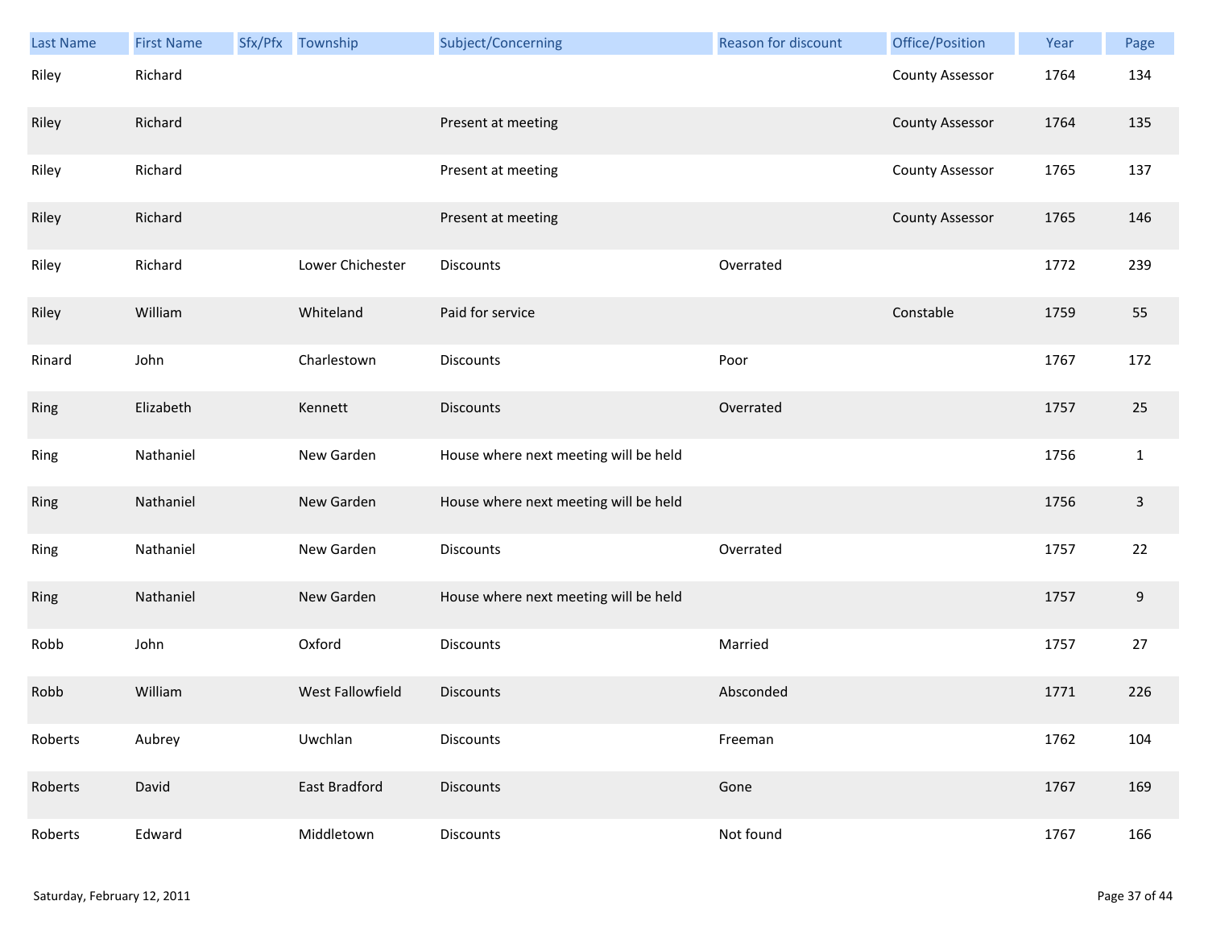| Last Name | First Name | Sfx/Pfx | Township | Subject/Concerning | Reason for discount | Office/Position | Year | Page |
|---|---|---|---|---|---|---|---|---|
| Riley | Richard | | | | | County Assessor | 1764 | 134 |
| Riley | Richard | | | Present at meeting | | County Assessor | 1764 | 135 |
| Riley | Richard | | | Present at meeting | | County Assessor | 1765 | 137 |
| Riley | Richard | | | Present at meeting | | County Assessor | 1765 | 146 |
| Riley | Richard | | Lower Chichester | Discounts | Overrated | | 1772 | 239 |
| Riley | William | | Whiteland | Paid for service | | Constable | 1759 | 55 |
| Rinard | John | | Charlestown | Discounts | Poor | | 1767 | 172 |
| Ring | Elizabeth | | Kennett | Discounts | Overrated | | 1757 | 25 |
| Ring | Nathaniel | | New Garden | House where next meeting will be held | | | 1756 | 1 |
| Ring | Nathaniel | | New Garden | House where next meeting will be held | | | 1756 | 3 |
| Ring | Nathaniel | | New Garden | Discounts | Overrated | | 1757 | 22 |
| Ring | Nathaniel | | New Garden | House where next meeting will be held | | | 1757 | 9 |
| Robb | John | | Oxford | Discounts | Married | | 1757 | 27 |
| Robb | William | | West Fallowfield | Discounts | Absconded | | 1771 | 226 |
| Roberts | Aubrey | | Uwchlan | Discounts | Freeman | | 1762 | 104 |
| Roberts | David | | East Bradford | Discounts | Gone | | 1767 | 169 |
| Roberts | Edward | | Middletown | Discounts | Not found | | 1767 | 166 |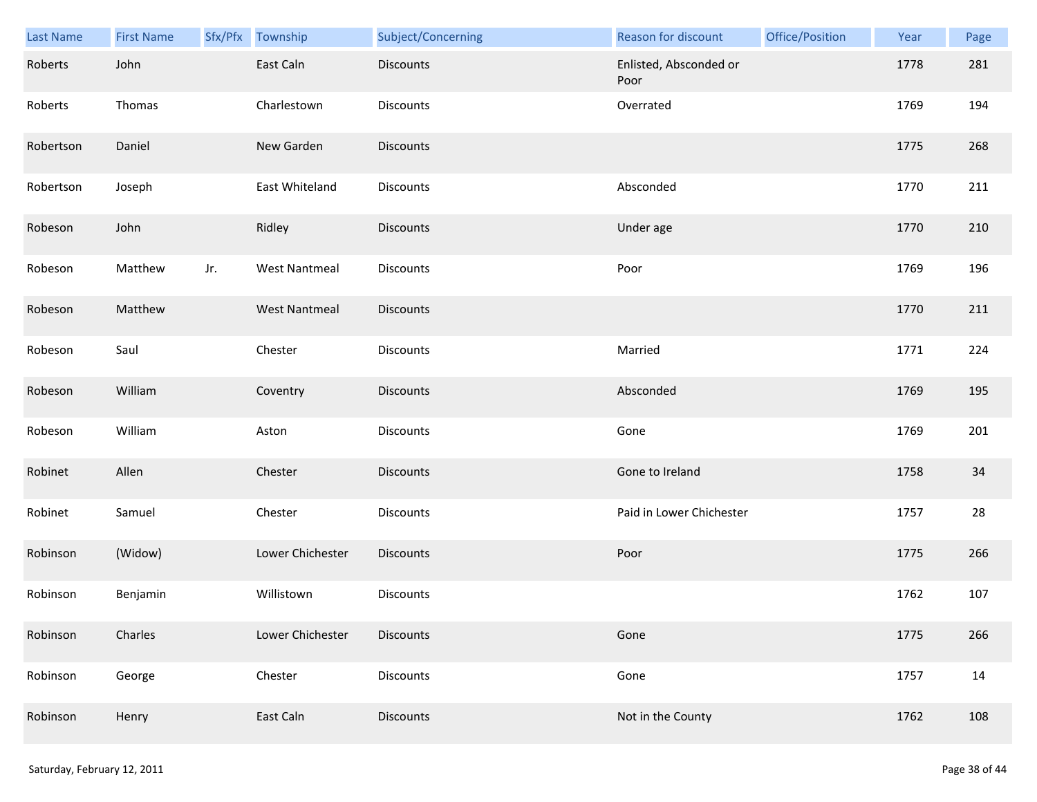| Last Name | First Name | Sfx/Pfx | Township | Subject/Concerning | Reason for discount | Office/Position | Year | Page |
|---|---|---|---|---|---|---|---|---|
| Roberts | John | | East Caln | Discounts | Enlisted, Absconded or Poor | | 1778 | 281 |
| Roberts | Thomas | | Charlestown | Discounts | Overrated | | 1769 | 194 |
| Robertson | Daniel | | New Garden | Discounts | | | 1775 | 268 |
| Robertson | Joseph | | East Whiteland | Discounts | Absconded | | 1770 | 211 |
| Robeson | John | | Ridley | Discounts | Under age | | 1770 | 210 |
| Robeson | Matthew | Jr. | West Nantmeal | Discounts | Poor | | 1769 | 196 |
| Robeson | Matthew | | West Nantmeal | Discounts | | | 1770 | 211 |
| Robeson | Saul | | Chester | Discounts | Married | | 1771 | 224 |
| Robeson | William | | Coventry | Discounts | Absconded | | 1769 | 195 |
| Robeson | William | | Aston | Discounts | Gone | | 1769 | 201 |
| Robinet | Allen | | Chester | Discounts | Gone to Ireland | | 1758 | 34 |
| Robinet | Samuel | | Chester | Discounts | Paid in Lower Chichester | | 1757 | 28 |
| Robinson | (Widow) | | Lower Chichester | Discounts | Poor | | 1775 | 266 |
| Robinson | Benjamin | | Willistown | Discounts | | | 1762 | 107 |
| Robinson | Charles | | Lower Chichester | Discounts | Gone | | 1775 | 266 |
| Robinson | George | | Chester | Discounts | Gone | | 1757 | 14 |
| Robinson | Henry | | East Caln | Discounts | Not in the County | | 1762 | 108 |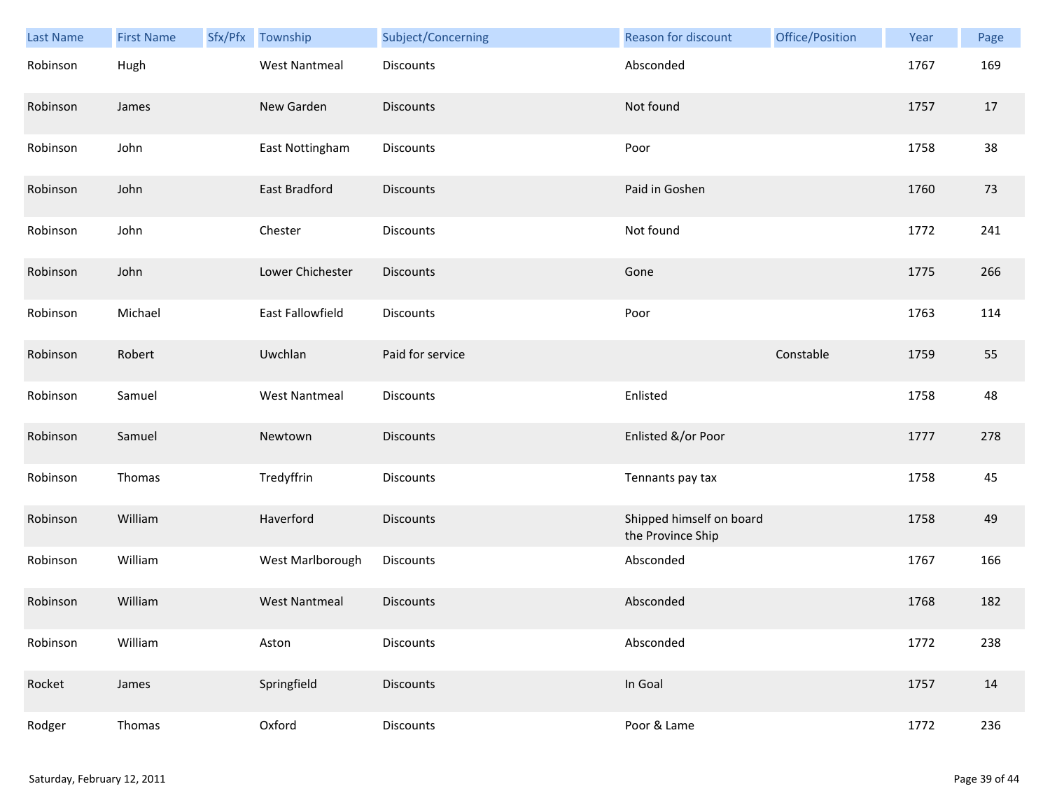| Last Name | First Name | Sfx/Pfx | Township | Subject/Concerning | Reason for discount | Office/Position | Year | Page |
|---|---|---|---|---|---|---|---|---|
| Robinson | Hugh | | West Nantmeal | Discounts | Absconded | | 1767 | 169 |
| Robinson | James | | New Garden | Discounts | Not found | | 1757 | 17 |
| Robinson | John | | East Nottingham | Discounts | Poor | | 1758 | 38 |
| Robinson | John | | East Bradford | Discounts | Paid in Goshen | | 1760 | 73 |
| Robinson | John | | Chester | Discounts | Not found | | 1772 | 241 |
| Robinson | John | | Lower Chichester | Discounts | Gone | | 1775 | 266 |
| Robinson | Michael | | East Fallowfield | Discounts | Poor | | 1763 | 114 |
| Robinson | Robert | | Uwchlan | Paid for service | | Constable | 1759 | 55 |
| Robinson | Samuel | | West Nantmeal | Discounts | Enlisted | | 1758 | 48 |
| Robinson | Samuel | | Newtown | Discounts | Enlisted &/or Poor | | 1777 | 278 |
| Robinson | Thomas | | Tredyffrin | Discounts | Tennants pay tax | | 1758 | 45 |
| Robinson | William | | Haverford | Discounts | Shipped himself on board the Province Ship | | 1758 | 49 |
| Robinson | William | | West Marlborough | Discounts | Absconded | | 1767 | 166 |
| Robinson | William | | West Nantmeal | Discounts | Absconded | | 1768 | 182 |
| Robinson | William | | Aston | Discounts | Absconded | | 1772 | 238 |
| Rocket | James | | Springfield | Discounts | In Goal | | 1757 | 14 |
| Rodger | Thomas | | Oxford | Discounts | Poor & Lame | | 1772 | 236 |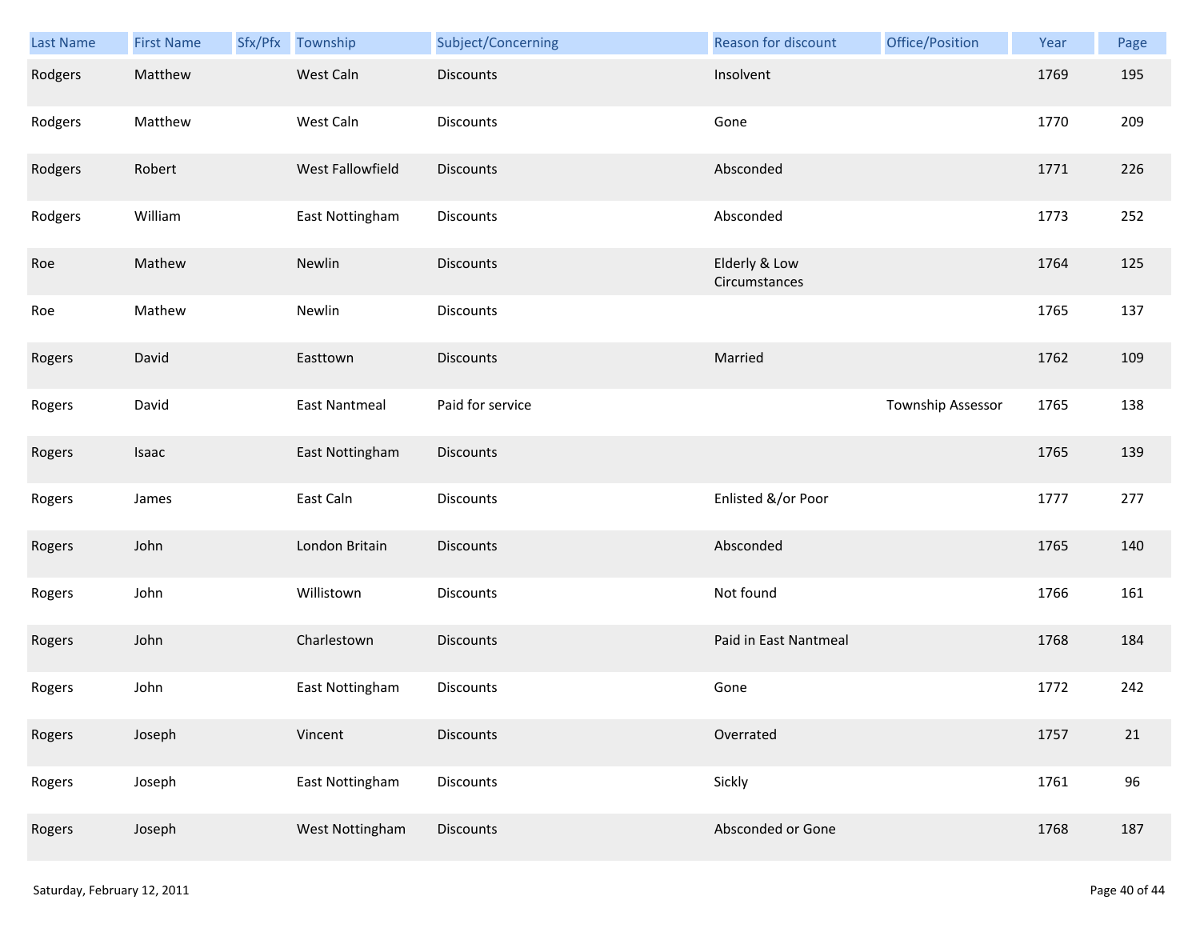| Last Name | First Name | Sfx/Pfx | Township | Subject/Concerning | Reason for discount | Office/Position | Year | Page |
|---|---|---|---|---|---|---|---|---|
| Rodgers | Matthew | | West Caln | Discounts | Insolvent | | 1769 | 195 |
| Rodgers | Matthew | | West Caln | Discounts | Gone | | 1770 | 209 |
| Rodgers | Robert | | West Fallowfield | Discounts | Absconded | | 1771 | 226 |
| Rodgers | William | | East Nottingham | Discounts | Absconded | | 1773 | 252 |
| Roe | Mathew | | Newlin | Discounts | Elderly & Low Circumstances | | 1764 | 125 |
| Roe | Mathew | | Newlin | Discounts | | | 1765 | 137 |
| Rogers | David | | Easttown | Discounts | Married | | 1762 | 109 |
| Rogers | David | | East Nantmeal | Paid for service | | Township Assessor | 1765 | 138 |
| Rogers | Isaac | | East Nottingham | Discounts | | | 1765 | 139 |
| Rogers | James | | East Caln | Discounts | Enlisted &/or Poor | | 1777 | 277 |
| Rogers | John | | London Britain | Discounts | Absconded | | 1765 | 140 |
| Rogers | John | | Willistown | Discounts | Not found | | 1766 | 161 |
| Rogers | John | | Charlestown | Discounts | Paid in East Nantmeal | | 1768 | 184 |
| Rogers | John | | East Nottingham | Discounts | Gone | | 1772 | 242 |
| Rogers | Joseph | | Vincent | Discounts | Overrated | | 1757 | 21 |
| Rogers | Joseph | | East Nottingham | Discounts | Sickly | | 1761 | 96 |
| Rogers | Joseph | | West Nottingham | Discounts | Absconded or Gone | | 1768 | 187 |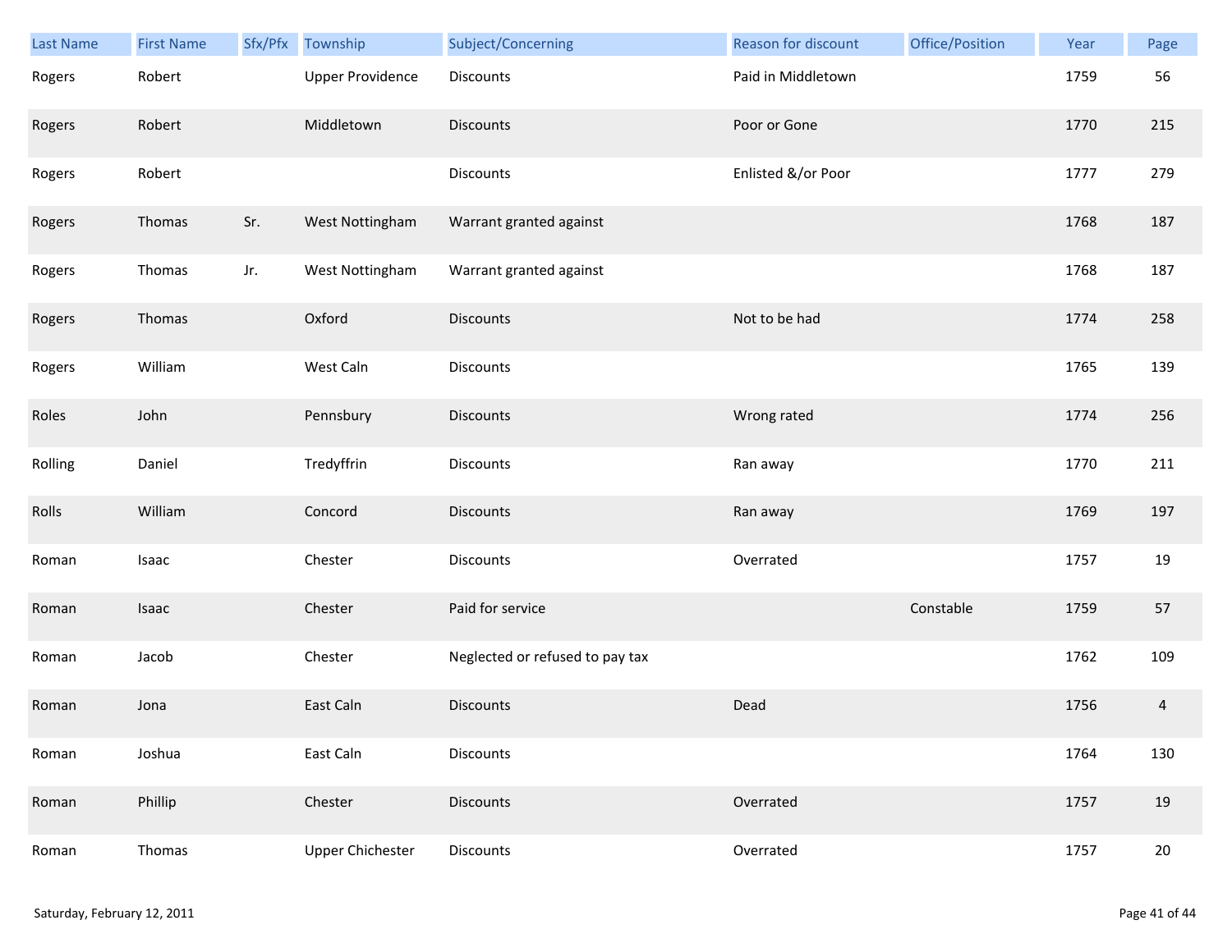| Last Name | First Name | Sfx/Pfx | Township | Subject/Concerning | Reason for discount | Office/Position | Year | Page |
|---|---|---|---|---|---|---|---|---|
| Rogers | Robert | | Upper Providence | Discounts | Paid in Middletown | | 1759 | 56 |
| Rogers | Robert | | Middletown | Discounts | Poor or Gone | | 1770 | 215 |
| Rogers | Robert | | | Discounts | Enlisted &/or Poor | | 1777 | 279 |
| Rogers | Thomas | Sr. | West Nottingham | Warrant granted against | | | 1768 | 187 |
| Rogers | Thomas | Jr. | West Nottingham | Warrant granted against | | | 1768 | 187 |
| Rogers | Thomas | | Oxford | Discounts | Not to be had | | 1774 | 258 |
| Rogers | William | | West Caln | Discounts | | | 1765 | 139 |
| Roles | John | | Pennsbury | Discounts | Wrong rated | | 1774 | 256 |
| Rolling | Daniel | | Tredyffrin | Discounts | Ran away | | 1770 | 211 |
| Rolls | William | | Concord | Discounts | Ran away | | 1769 | 197 |
| Roman | Isaac | | Chester | Discounts | Overrated | | 1757 | 19 |
| Roman | Isaac | | Chester | Paid for service | | Constable | 1759 | 57 |
| Roman | Jacob | | Chester | Neglected or refused to pay tax | | | 1762 | 109 |
| Roman | Jona | | East Caln | Discounts | Dead | | 1756 | 4 |
| Roman | Joshua | | East Caln | Discounts | | | 1764 | 130 |
| Roman | Phillip | | Chester | Discounts | Overrated | | 1757 | 19 |
| Roman | Thomas | | Upper Chichester | Discounts | Overrated | | 1757 | 20 |

Saturday, February 12, 2011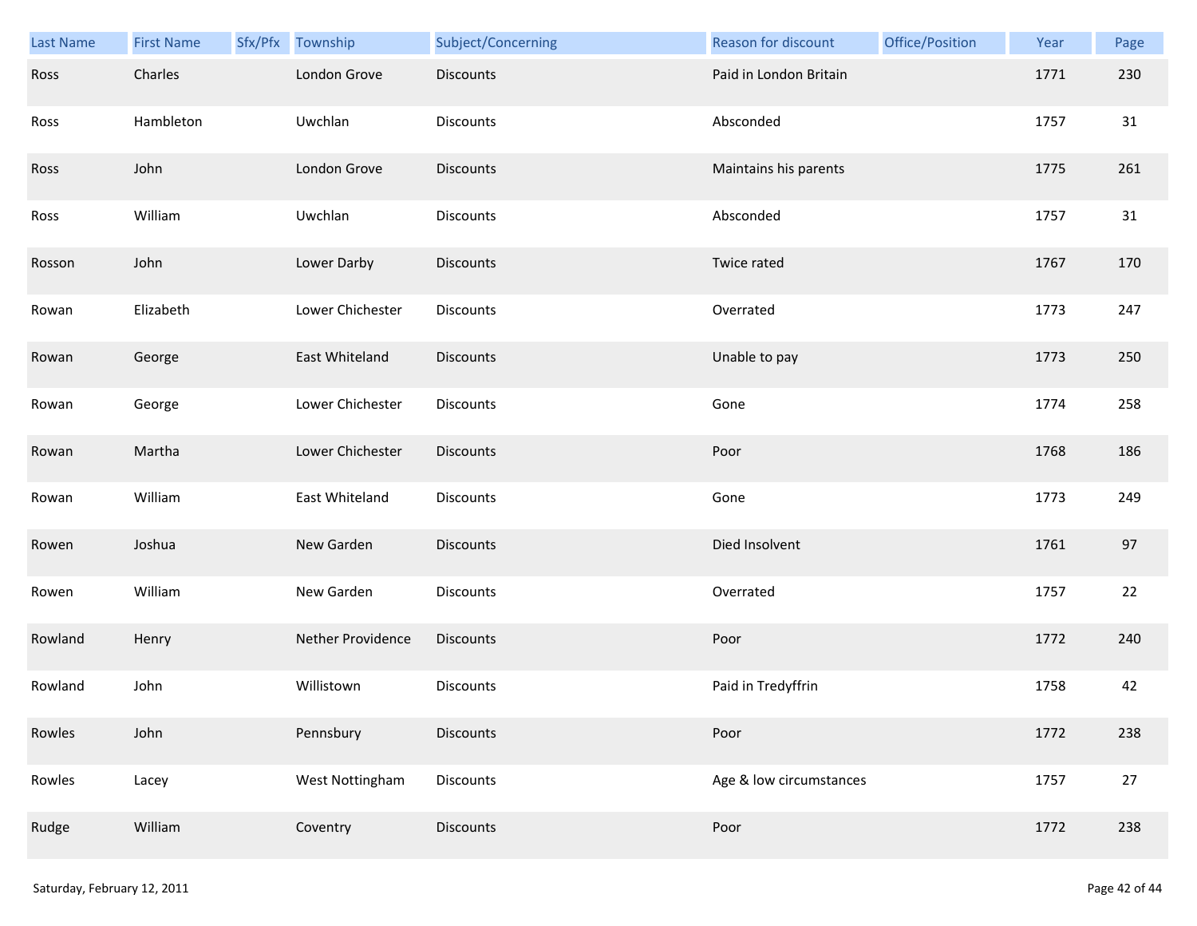| Last Name | First Name | Sfx/Pfx | Township | Subject/Concerning | Reason for discount | Office/Position | Year | Page |
|---|---|---|---|---|---|---|---|---|
| Ross | Charles | | London Grove | Discounts | Paid in London Britain | | 1771 | 230 |
| Ross | Hambleton | | Uwchlan | Discounts | Absconded | | 1757 | 31 |
| Ross | John | | London Grove | Discounts | Maintains his parents | | 1775 | 261 |
| Ross | William | | Uwchlan | Discounts | Absconded | | 1757 | 31 |
| Rosson | John | | Lower Darby | Discounts | Twice rated | | 1767 | 170 |
| Rowan | Elizabeth | | Lower Chichester | Discounts | Overrated | | 1773 | 247 |
| Rowan | George | | East Whiteland | Discounts | Unable to pay | | 1773 | 250 |
| Rowan | George | | Lower Chichester | Discounts | Gone | | 1774 | 258 |
| Rowan | Martha | | Lower Chichester | Discounts | Poor | | 1768 | 186 |
| Rowan | William | | East Whiteland | Discounts | Gone | | 1773 | 249 |
| Rowen | Joshua | | New Garden | Discounts | Died Insolvent | | 1761 | 97 |
| Rowen | William | | New Garden | Discounts | Overrated | | 1757 | 22 |
| Rowland | Henry | | Nether Providence | Discounts | Poor | | 1772 | 240 |
| Rowland | John | | Willistown | Discounts | Paid in Tredyffrin | | 1758 | 42 |
| Rowles | John | | Pennsbury | Discounts | Poor | | 1772 | 238 |
| Rowles | Lacey | | West Nottingham | Discounts | Age & low circumstances | | 1757 | 27 |
| Rudge | William | | Coventry | Discounts | Poor | | 1772 | 238 |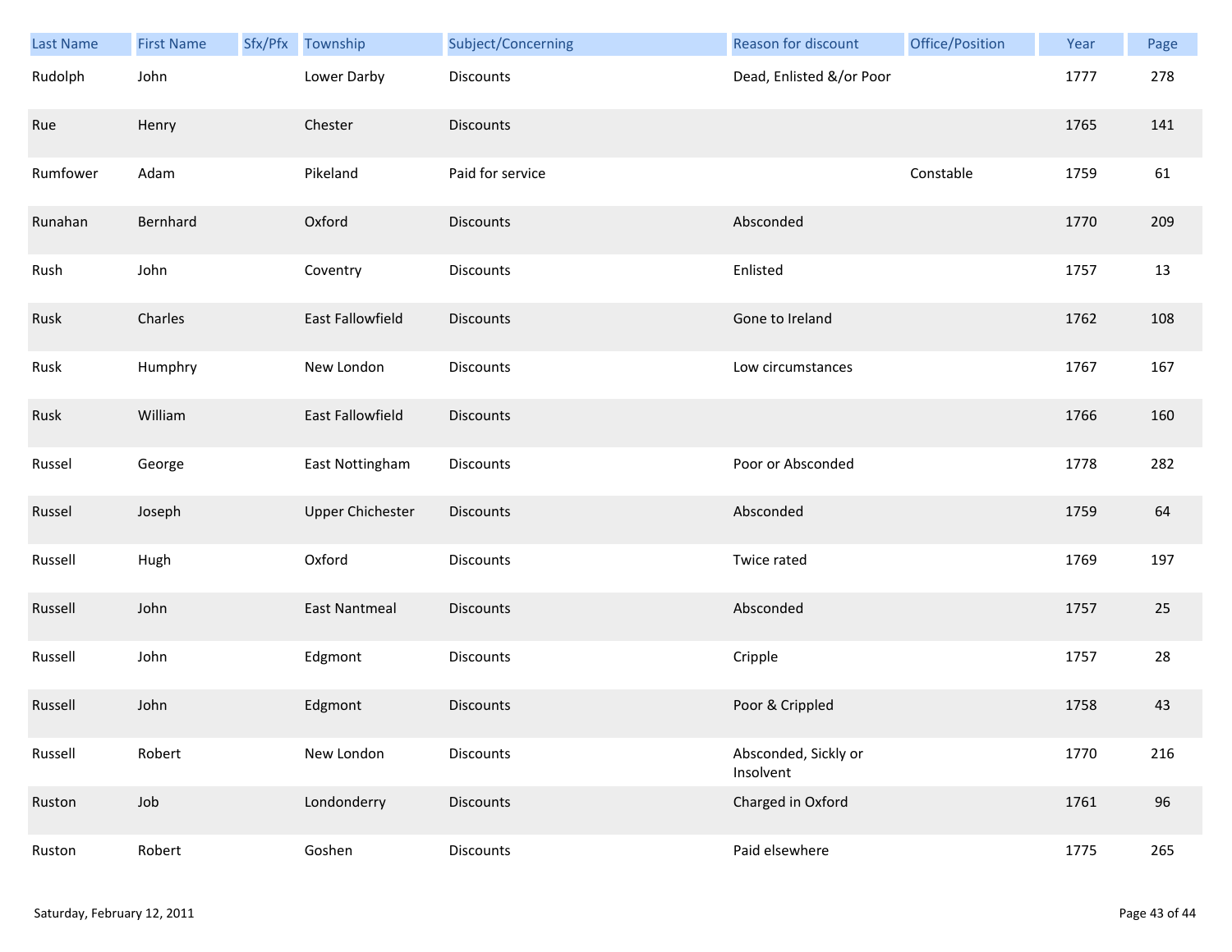| Last Name | First Name | Sfx/Pfx | Township | Subject/Concerning | Reason for discount | Office/Position | Year | Page |
|---|---|---|---|---|---|---|---|---|
| Rudolph | John | | Lower Darby | Discounts | Dead, Enlisted &/or Poor | | 1777 | 278 |
| Rue | Henry | | Chester | Discounts | | | 1765 | 141 |
| Rumfower | Adam | | Pikeland | Paid for service | | Constable | 1759 | 61 |
| Runahan | Bernhard | | Oxford | Discounts | Absconded | | 1770 | 209 |
| Rush | John | | Coventry | Discounts | Enlisted | | 1757 | 13 |
| Rusk | Charles | | East Fallowfield | Discounts | Gone to Ireland | | 1762 | 108 |
| Rusk | Humphry | | New London | Discounts | Low circumstances | | 1767 | 167 |
| Rusk | William | | East Fallowfield | Discounts | | | 1766 | 160 |
| Russel | George | | East Nottingham | Discounts | Poor or Absconded | | 1778 | 282 |
| Russel | Joseph | | Upper Chichester | Discounts | Absconded | | 1759 | 64 |
| Russell | Hugh | | Oxford | Discounts | Twice rated | | 1769 | 197 |
| Russell | John | | East Nantmeal | Discounts | Absconded | | 1757 | 25 |
| Russell | John | | Edgmont | Discounts | Cripple | | 1757 | 28 |
| Russell | John | | Edgmont | Discounts | Poor & Crippled | | 1758 | 43 |
| Russell | Robert | | New London | Discounts | Absconded, Sickly or Insolvent | | 1770 | 216 |
| Ruston | Job | | Londonderry | Discounts | Charged in Oxford | | 1761 | 96 |
| Ruston | Robert | | Goshen | Discounts | Paid elsewhere | | 1775 | 265 |

Saturday, February 12, 2011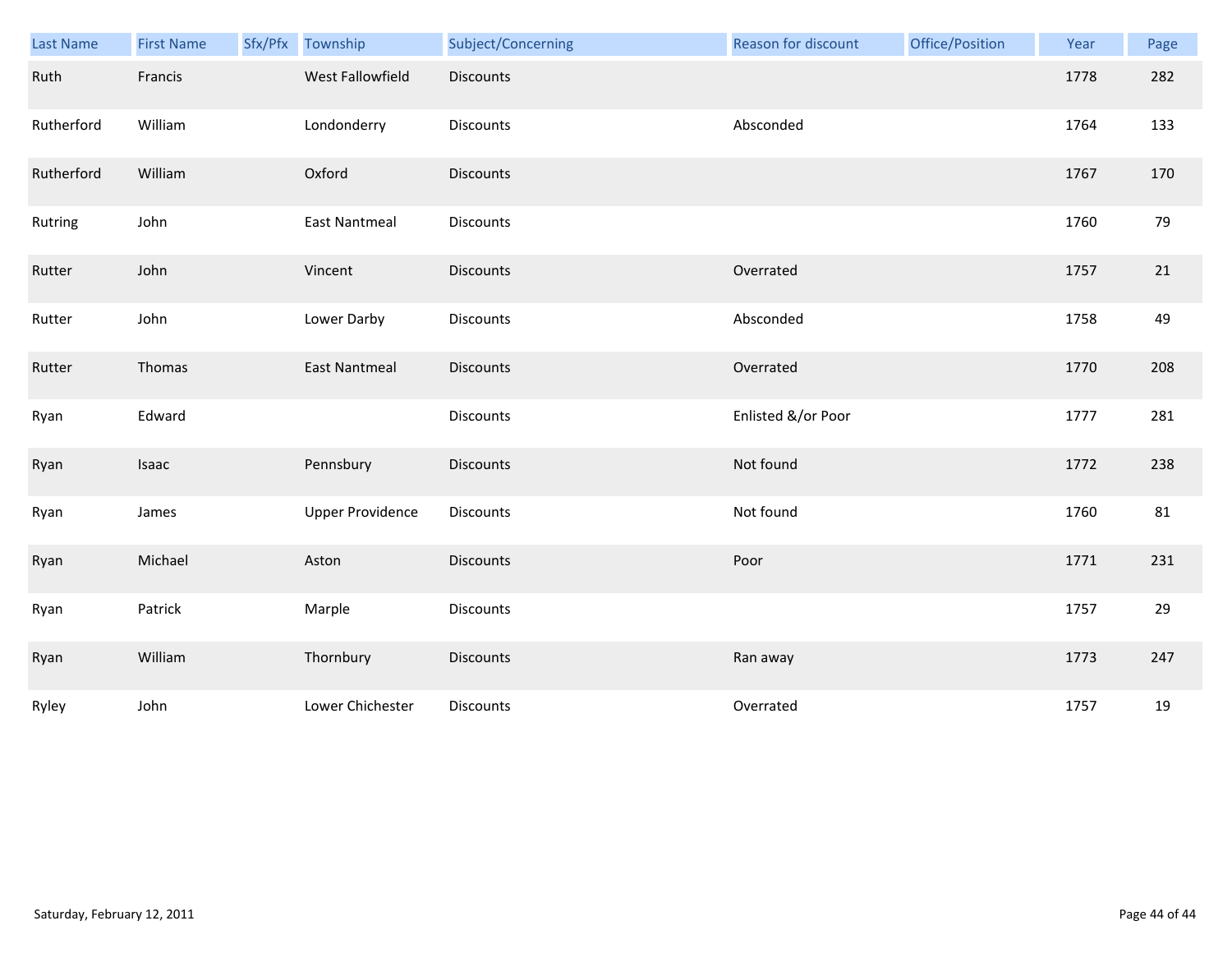| Last Name | First Name | Sfx/Pfx | Township | Subject/Concerning | Reason for discount | Office/Position | Year | Page |
|---|---|---|---|---|---|---|---|---|
| Ruth | Francis | | West Fallowfield | Discounts | | | 1778 | 282 |
| Rutherford | William | | Londonderry | Discounts | Absconded | | 1764 | 133 |
| Rutherford | William | | Oxford | Discounts | | | 1767 | 170 |
| Rutring | John | | East Nantmeal | Discounts | | | 1760 | 79 |
| Rutter | John | | Vincent | Discounts | Overrated | | 1757 | 21 |
| Rutter | John | | Lower Darby | Discounts | Absconded | | 1758 | 49 |
| Rutter | Thomas | | East Nantmeal | Discounts | Overrated | | 1770 | 208 |
| Ryan | Edward | | | Discounts | Enlisted &/or Poor | | 1777 | 281 |
| Ryan | Isaac | | Pennsbury | Discounts | Not found | | 1772 | 238 |
| Ryan | James | | Upper Providence | Discounts | Not found | | 1760 | 81 |
| Ryan | Michael | | Aston | Discounts | Poor | | 1771 | 231 |
| Ryan | Patrick | | Marple | Discounts | | | 1757 | 29 |
| Ryan | William | | Thornbury | Discounts | Ran away | | 1773 | 247 |
| Ryley | John | | Lower Chichester | Discounts | Overrated | | 1757 | 19 |